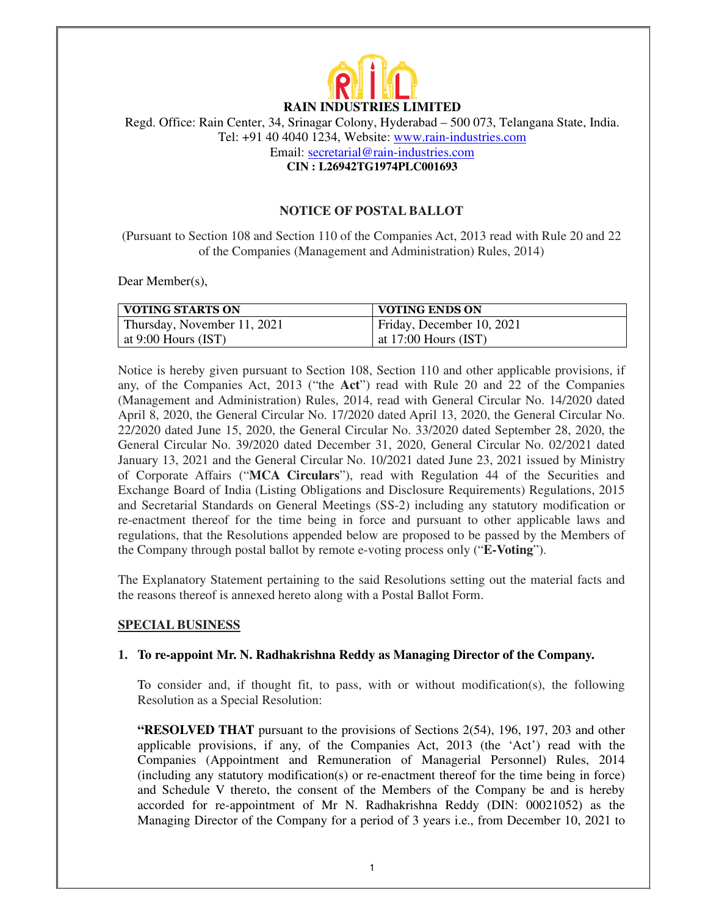# RAIN INDUSTRIES LIMITED

Regd. Office: Rain Center, 34, Srinagar Colony, Hyderabad – 500 073, Telangana State, India.
Tel: +91 40 4040 1234, Website: www.rain-industries.com
Email: secretarial@rain-industries.com
**CIN : L26942TG1974PLC001693**

## NOTICE OF POSTAL BALLOT

(Pursuant to Section 108 and Section 110 of the Companies Act, 2013 read with Rule 20 and 22 of the Companies (Management and Administration) Rules, 2014)

Dear Member(s),

| VOTING STARTS ON | VOTING ENDS ON |
|---|---|
| Thursday, November 11, 2021 at 9:00 Hours (IST) | Friday, December 10, 2021 at 17:00 Hours (IST) |

Notice is hereby given pursuant to Section 108, Section 110 and other applicable provisions, if any, of the Companies Act, 2013 ("the **Act**") read with Rule 20 and 22 of the Companies (Management and Administration) Rules, 2014, read with General Circular No. 14/2020 dated April 8, 2020, the General Circular No. 17/2020 dated April 13, 2020, the General Circular No. 22/2020 dated June 15, 2020, the General Circular No. 33/2020 dated September 28, 2020, the General Circular No. 39/2020 dated December 31, 2020, General Circular No. 02/2021 dated January 13, 2021 and the General Circular No. 10/2021 dated June 23, 2021 issued by Ministry of Corporate Affairs ("**MCA Circulars**"), read with Regulation 44 of the Securities and Exchange Board of India (Listing Obligations and Disclosure Requirements) Regulations, 2015 and Secretarial Standards on General Meetings (SS-2) including any statutory modification or re-enactment thereof for the time being in force and pursuant to other applicable laws and regulations, that the Resolutions appended below are proposed to be passed by the Members of the Company through postal ballot by remote e-voting process only ("**E-Voting**").

The Explanatory Statement pertaining to the said Resolutions setting out the material facts and the reasons thereof is annexed hereto along with a Postal Ballot Form.

### SPECIAL BUSINESS

**1. To re-appoint Mr. N. Radhakrishna Reddy as Managing Director of the Company.**

To consider and, if thought fit, to pass, with or without modification(s), the following Resolution as a Special Resolution:

**"RESOLVED THAT** pursuant to the provisions of Sections 2(54), 196, 197, 203 and other applicable provisions, if any, of the Companies Act, 2013 (the 'Act') read with the Companies (Appointment and Remuneration of Managerial Personnel) Rules, 2014 (including any statutory modification(s) or re-enactment thereof for the time being in force) and Schedule V thereto, the consent of the Members of the Company be and is hereby accorded for re-appointment of Mr N. Radhakrishna Reddy (DIN: 00021052) as the Managing Director of the Company for a period of 3 years i.e., from December 10, 2021 to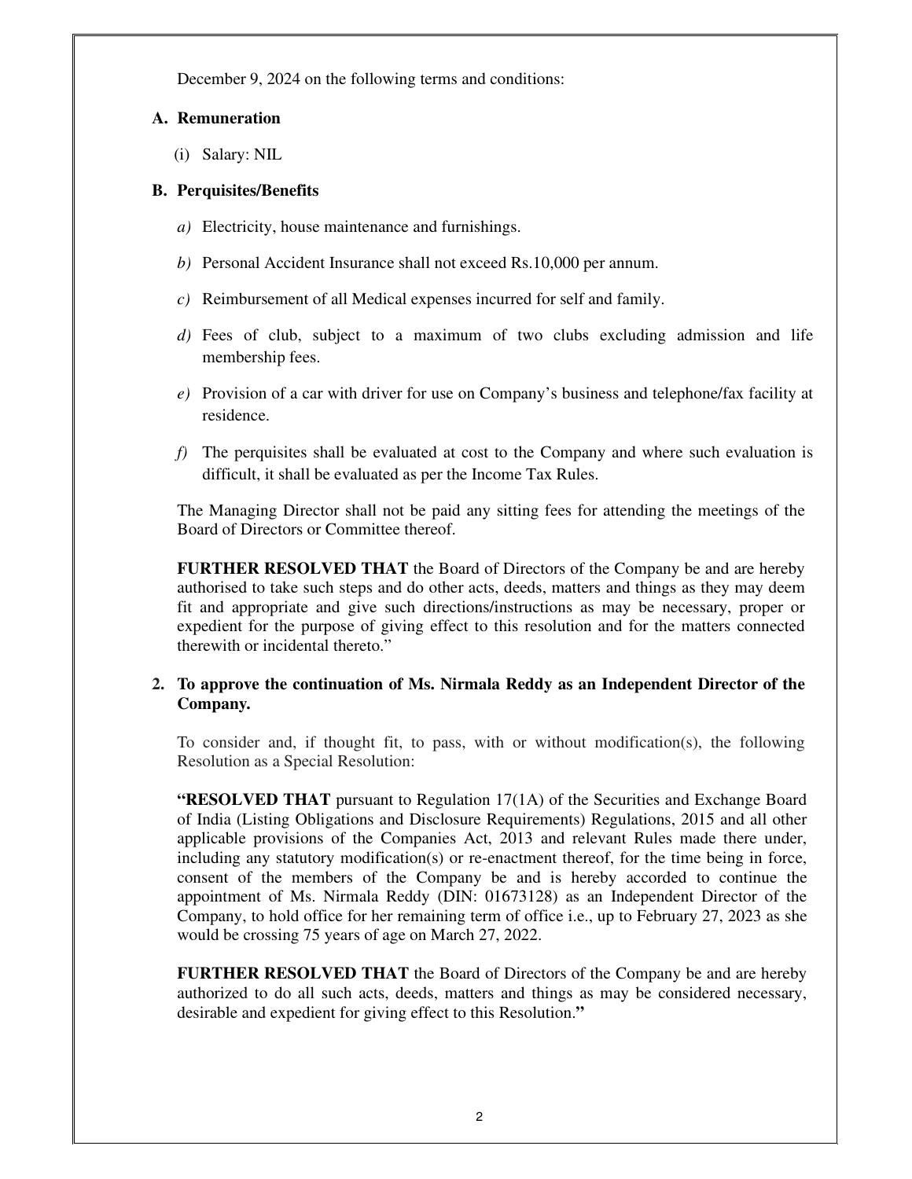December 9, 2024 on the following terms and conditions:

**A. Remuneration**

(i) Salary: NIL

**B. Perquisites/Benefits**

*a)* Electricity, house maintenance and furnishings.

*b)* Personal Accident Insurance shall not exceed Rs.10,000 per annum.

*c)* Reimbursement of all Medical expenses incurred for self and family.

*d)* Fees of club, subject to a maximum of two clubs excluding admission and life membership fees.

*e)* Provision of a car with driver for use on Company's business and telephone/fax facility at residence.

*f)* The perquisites shall be evaluated at cost to the Company and where such evaluation is difficult, it shall be evaluated as per the Income Tax Rules.

The Managing Director shall not be paid any sitting fees for attending the meetings of the Board of Directors or Committee thereof.

**FURTHER RESOLVED THAT** the Board of Directors of the Company be and are hereby authorised to take such steps and do other acts, deeds, matters and things as they may deem fit and appropriate and give such directions/instructions as may be necessary, proper or expedient for the purpose of giving effect to this resolution and for the matters connected therewith or incidental thereto."

**2. To approve the continuation of Ms. Nirmala Reddy as an Independent Director of the Company.**

To consider and, if thought fit, to pass, with or without modification(s), the following Resolution as a Special Resolution:

**"RESOLVED THAT** pursuant to Regulation 17(1A) of the Securities and Exchange Board of India (Listing Obligations and Disclosure Requirements) Regulations, 2015 and all other applicable provisions of the Companies Act, 2013 and relevant Rules made there under, including any statutory modification(s) or re-enactment thereof, for the time being in force, consent of the members of the Company be and is hereby accorded to continue the appointment of Ms. Nirmala Reddy (DIN: 01673128) as an Independent Director of the Company, to hold office for her remaining term of office i.e., up to February 27, 2023 as she would be crossing 75 years of age on March 27, 2022.

**FURTHER RESOLVED THAT** the Board of Directors of the Company be and are hereby authorized to do all such acts, deeds, matters and things as may be considered necessary, desirable and expedient for giving effect to this Resolution.**"**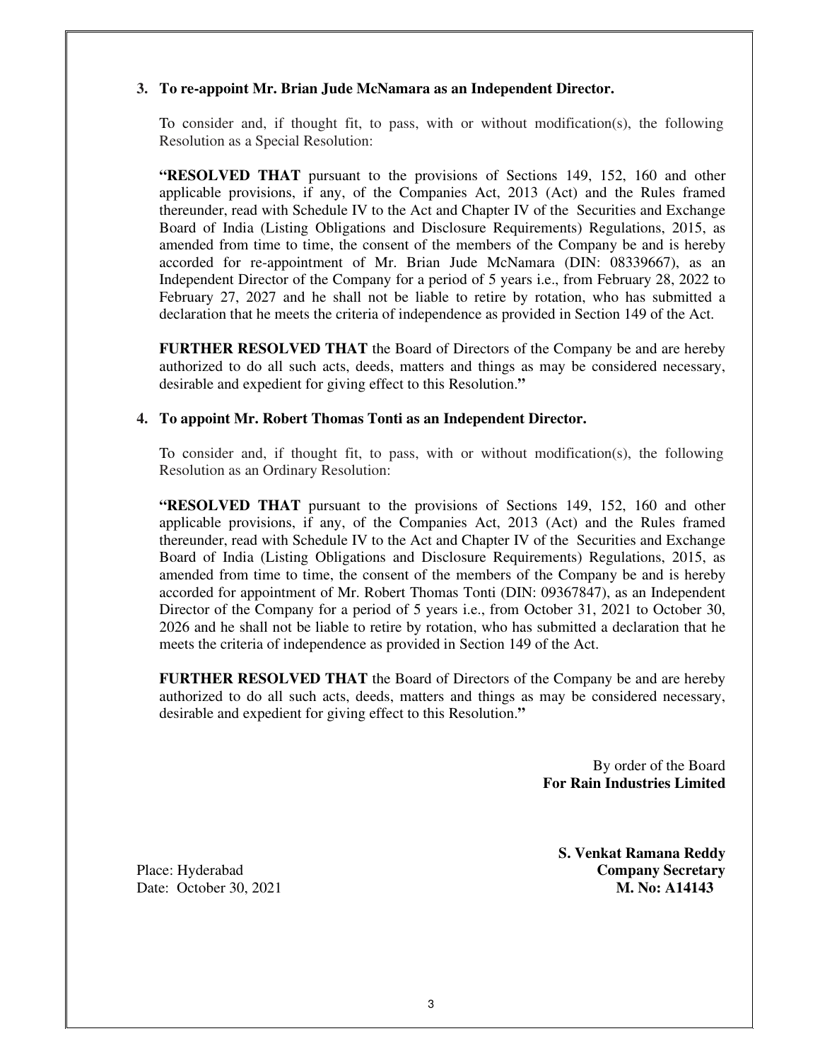**3. To re-appoint Mr. Brian Jude McNamara as an Independent Director.**

To consider and, if thought fit, to pass, with or without modification(s), the following Resolution as a Special Resolution:

**"RESOLVED THAT** pursuant to the provisions of Sections 149, 152, 160 and other applicable provisions, if any, of the Companies Act, 2013 (Act) and the Rules framed thereunder, read with Schedule IV to the Act and Chapter IV of the Securities and Exchange Board of India (Listing Obligations and Disclosure Requirements) Regulations, 2015, as amended from time to time, the consent of the members of the Company be and is hereby accorded for re-appointment of Mr. Brian Jude McNamara (DIN: 08339667), as an Independent Director of the Company for a period of 5 years i.e., from February 28, 2022 to February 27, 2027 and he shall not be liable to retire by rotation, who has submitted a declaration that he meets the criteria of independence as provided in Section 149 of the Act.

**FURTHER RESOLVED THAT** the Board of Directors of the Company be and are hereby authorized to do all such acts, deeds, matters and things as may be considered necessary, desirable and expedient for giving effect to this Resolution.**"**

**4. To appoint Mr. Robert Thomas Tonti as an Independent Director.**

To consider and, if thought fit, to pass, with or without modification(s), the following Resolution as an Ordinary Resolution:

**"RESOLVED THAT** pursuant to the provisions of Sections 149, 152, 160 and other applicable provisions, if any, of the Companies Act, 2013 (Act) and the Rules framed thereunder, read with Schedule IV to the Act and Chapter IV of the Securities and Exchange Board of India (Listing Obligations and Disclosure Requirements) Regulations, 2015, as amended from time to time, the consent of the members of the Company be and is hereby accorded for appointment of Mr. Robert Thomas Tonti (DIN: 09367847), as an Independent Director of the Company for a period of 5 years i.e., from October 31, 2021 to October 30, 2026 and he shall not be liable to retire by rotation, who has submitted a declaration that he meets the criteria of independence as provided in Section 149 of the Act.

**FURTHER RESOLVED THAT** the Board of Directors of the Company be and are hereby authorized to do all such acts, deeds, matters and things as may be considered necessary, desirable and expedient for giving effect to this Resolution.**"**

By order of the Board
**For Rain Industries Limited**

**S. Venkat Ramana Reddy**
**Company Secretary**
**M. No: A14143**

Place: Hyderabad
Date: October 30, 2021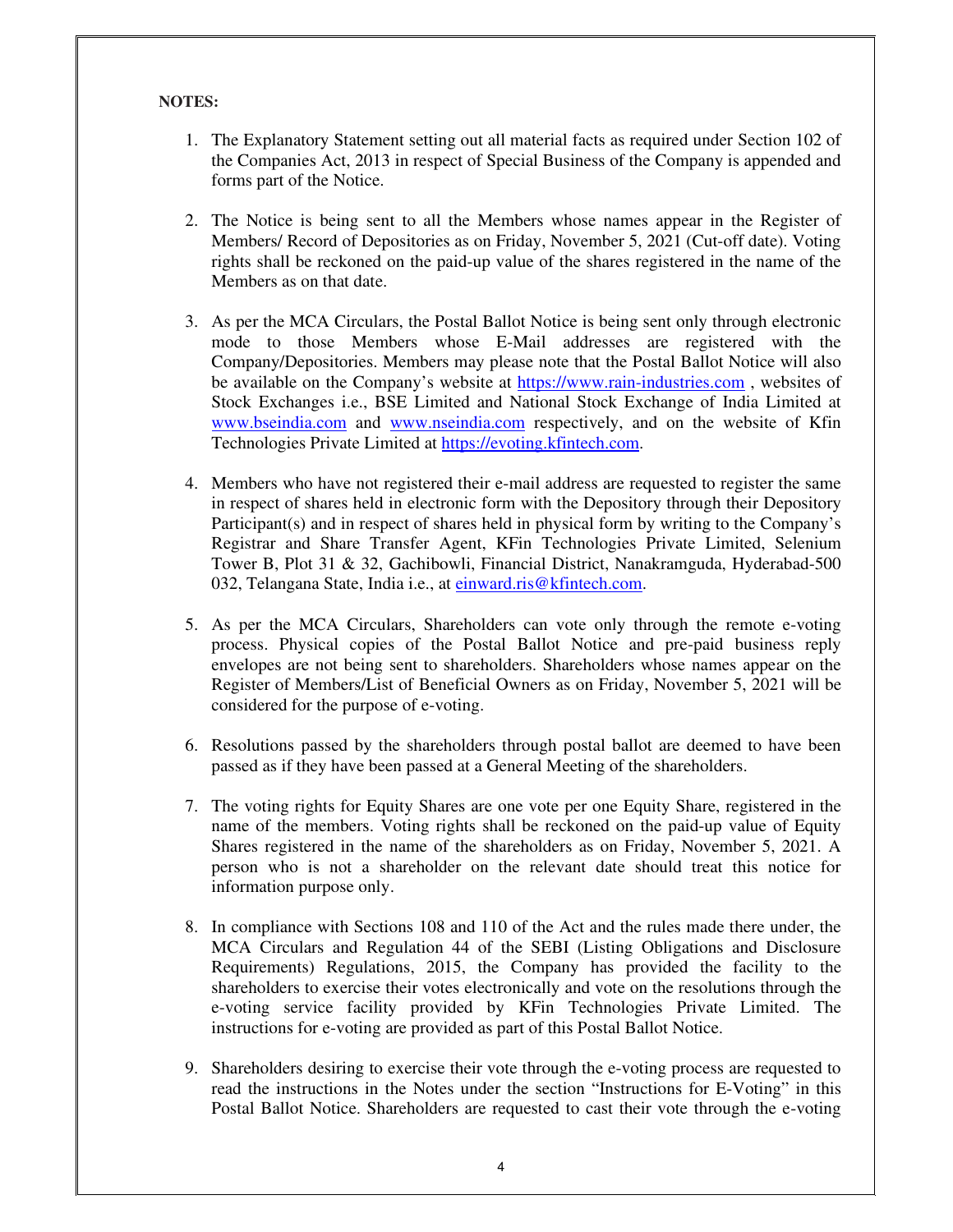**NOTES:**

1. The Explanatory Statement setting out all material facts as required under Section 102 of the Companies Act, 2013 in respect of Special Business of the Company is appended and forms part of the Notice.

2. The Notice is being sent to all the Members whose names appear in the Register of Members/ Record of Depositories as on Friday, November 5, 2021 (Cut-off date). Voting rights shall be reckoned on the paid-up value of the shares registered in the name of the Members as on that date.

3. As per the MCA Circulars, the Postal Ballot Notice is being sent only through electronic mode to those Members whose E-Mail addresses are registered with the Company/Depositories. Members may please note that the Postal Ballot Notice will also be available on the Company's website at https://www.rain-industries.com , websites of Stock Exchanges i.e., BSE Limited and National Stock Exchange of India Limited at www.bseindia.com and www.nseindia.com respectively, and on the website of Kfin Technologies Private Limited at https://evoting.kfintech.com.

4. Members who have not registered their e-mail address are requested to register the same in respect of shares held in electronic form with the Depository through their Depository Participant(s) and in respect of shares held in physical form by writing to the Company's Registrar and Share Transfer Agent, KFin Technologies Private Limited, Selenium Tower B, Plot 31 & 32, Gachibowli, Financial District, Nanakramguda, Hyderabad-500 032, Telangana State, India i.e., at einward.ris@kfintech.com.

5. As per the MCA Circulars, Shareholders can vote only through the remote e-voting process. Physical copies of the Postal Ballot Notice and pre-paid business reply envelopes are not being sent to shareholders. Shareholders whose names appear on the Register of Members/List of Beneficial Owners as on Friday, November 5, 2021 will be considered for the purpose of e-voting.

6. Resolutions passed by the shareholders through postal ballot are deemed to have been passed as if they have been passed at a General Meeting of the shareholders.

7. The voting rights for Equity Shares are one vote per one Equity Share, registered in the name of the members. Voting rights shall be reckoned on the paid-up value of Equity Shares registered in the name of the shareholders as on Friday, November 5, 2021. A person who is not a shareholder on the relevant date should treat this notice for information purpose only.

8. In compliance with Sections 108 and 110 of the Act and the rules made there under, the MCA Circulars and Regulation 44 of the SEBI (Listing Obligations and Disclosure Requirements) Regulations, 2015, the Company has provided the facility to the shareholders to exercise their votes electronically and vote on the resolutions through the e-voting service facility provided by KFin Technologies Private Limited. The instructions for e-voting are provided as part of this Postal Ballot Notice.

9. Shareholders desiring to exercise their vote through the e-voting process are requested to read the instructions in the Notes under the section "Instructions for E-Voting" in this Postal Ballot Notice. Shareholders are requested to cast their vote through the e-voting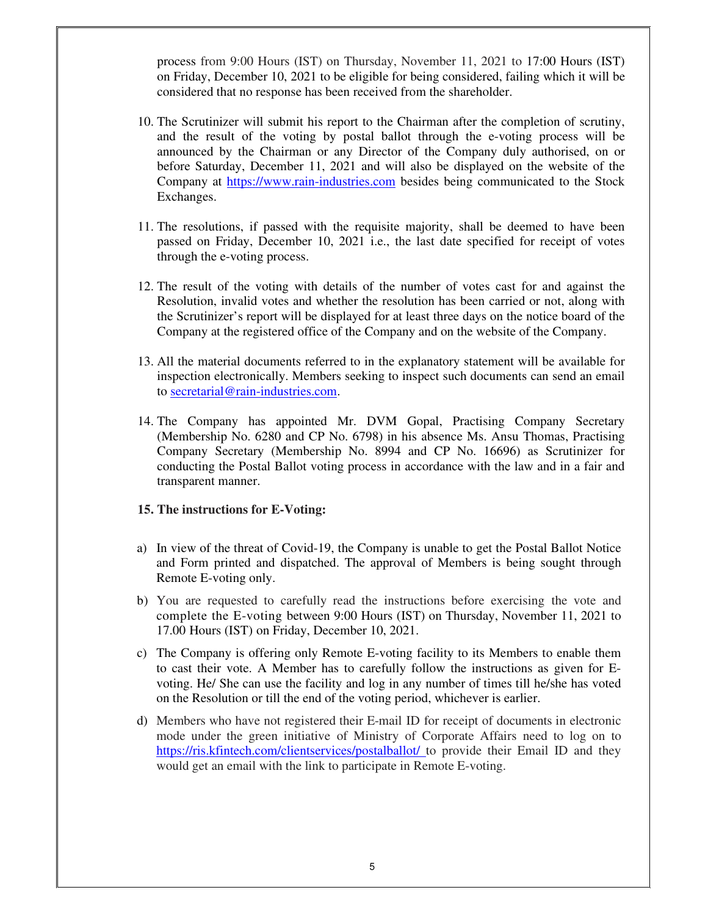process from 9:00 Hours (IST) on Thursday, November 11, 2021 to 17:00 Hours (IST) on Friday, December 10, 2021 to be eligible for being considered, failing which it will be considered that no response has been received from the shareholder.

10. The Scrutinizer will submit his report to the Chairman after the completion of scrutiny, and the result of the voting by postal ballot through the e-voting process will be announced by the Chairman or any Director of the Company duly authorised, on or before Saturday, December 11, 2021 and will also be displayed on the website of the Company at https://www.rain-industries.com besides being communicated to the Stock Exchanges.

11. The resolutions, if passed with the requisite majority, shall be deemed to have been passed on Friday, December 10, 2021 i.e., the last date specified for receipt of votes through the e-voting process.

12. The result of the voting with details of the number of votes cast for and against the Resolution, invalid votes and whether the resolution has been carried or not, along with the Scrutinizer's report will be displayed for at least three days on the notice board of the Company at the registered office of the Company and on the website of the Company.

13. All the material documents referred to in the explanatory statement will be available for inspection electronically. Members seeking to inspect such documents can send an email to secretarial@rain-industries.com.

14. The Company has appointed Mr. DVM Gopal, Practising Company Secretary (Membership No. 6280 and CP No. 6798) in his absence Ms. Ansu Thomas, Practising Company Secretary (Membership No. 8994 and CP No. 16696) as Scrutinizer for conducting the Postal Ballot voting process in accordance with the law and in a fair and transparent manner.

**15. The instructions for E-Voting:**

a) In view of the threat of Covid-19, the Company is unable to get the Postal Ballot Notice and Form printed and dispatched. The approval of Members is being sought through Remote E-voting only.

b) You are requested to carefully read the instructions before exercising the vote and complete the E-voting between 9:00 Hours (IST) on Thursday, November 11, 2021 to 17.00 Hours (IST) on Friday, December 10, 2021.

c) The Company is offering only Remote E-voting facility to its Members to enable them to cast their vote. A Member has to carefully follow the instructions as given for E-voting. He/ She can use the facility and log in any number of times till he/she has voted on the Resolution or till the end of the voting period, whichever is earlier.

d) Members who have not registered their E-mail ID for receipt of documents in electronic mode under the green initiative of Ministry of Corporate Affairs need to log on to https://ris.kfintech.com/clientservices/postalballot/ to provide their Email ID and they would get an email with the link to participate in Remote E-voting.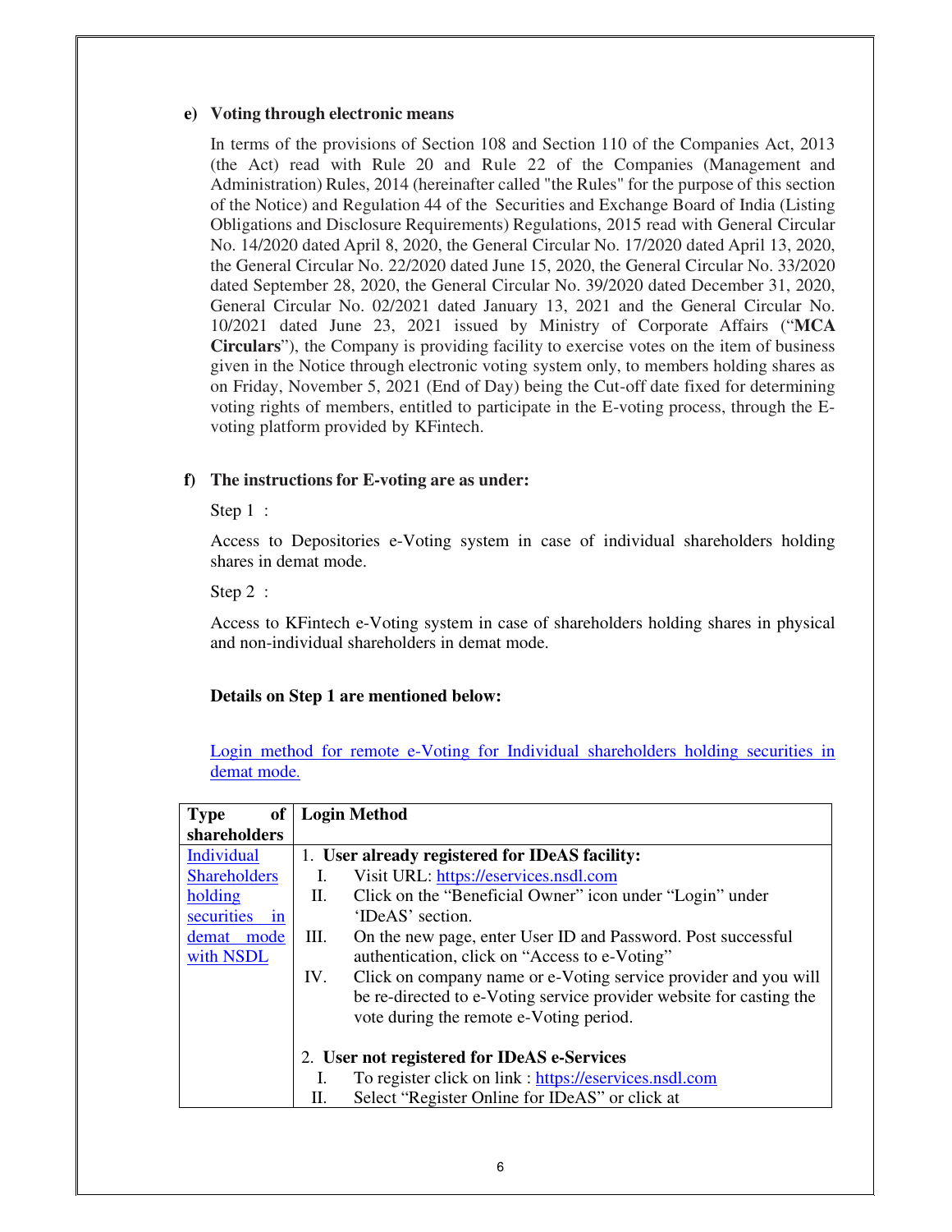**e) Voting through electronic means**

In terms of the provisions of Section 108 and Section 110 of the Companies Act, 2013 (the Act) read with Rule 20 and Rule 22 of the Companies (Management and Administration) Rules, 2014 (hereinafter called "the Rules" for the purpose of this section of the Notice) and Regulation 44 of the Securities and Exchange Board of India (Listing Obligations and Disclosure Requirements) Regulations, 2015 read with General Circular No. 14/2020 dated April 8, 2020, the General Circular No. 17/2020 dated April 13, 2020, the General Circular No. 22/2020 dated June 15, 2020, the General Circular No. 33/2020 dated September 28, 2020, the General Circular No. 39/2020 dated December 31, 2020, General Circular No. 02/2021 dated January 13, 2021 and the General Circular No. 10/2021 dated June 23, 2021 issued by Ministry of Corporate Affairs ("**MCA Circulars**"), the Company is providing facility to exercise votes on the item of business given in the Notice through electronic voting system only, to members holding shares as on Friday, November 5, 2021 (End of Day) being the Cut-off date fixed for determining voting rights of members, entitled to participate in the E-voting process, through the E-voting platform provided by KFintech.

**f) The instructions for E-voting are as under:**

Step 1 :

Access to Depositories e-Voting system in case of individual shareholders holding shares in demat mode.

Step 2 :

Access to KFintech e-Voting system in case of shareholders holding shares in physical and non-individual shareholders in demat mode.

**Details on Step 1 are mentioned below:**

Login method for remote e-Voting for Individual shareholders holding securities in demat mode.

| Type of shareholders | Login Method |
|---|---|
| Individual Shareholders holding securities in demat mode with NSDL | 1. **User already registered for IDeAS facility:**<br>I. Visit URL: https://eservices.nsdl.com<br>II. Click on the "Beneficial Owner" icon under "Login" under 'IDeAS' section.<br>III. On the new page, enter User ID and Password. Post successful authentication, click on "Access to e-Voting"<br>IV. Click on company name or e-Voting service provider and you will be re-directed to e-Voting service provider website for casting the vote during the remote e-Voting period.<br><br>2. **User not registered for IDeAS e-Services**<br>I. To register click on link : https://eservices.nsdl.com<br>II. Select "Register Online for IDeAS" or click at |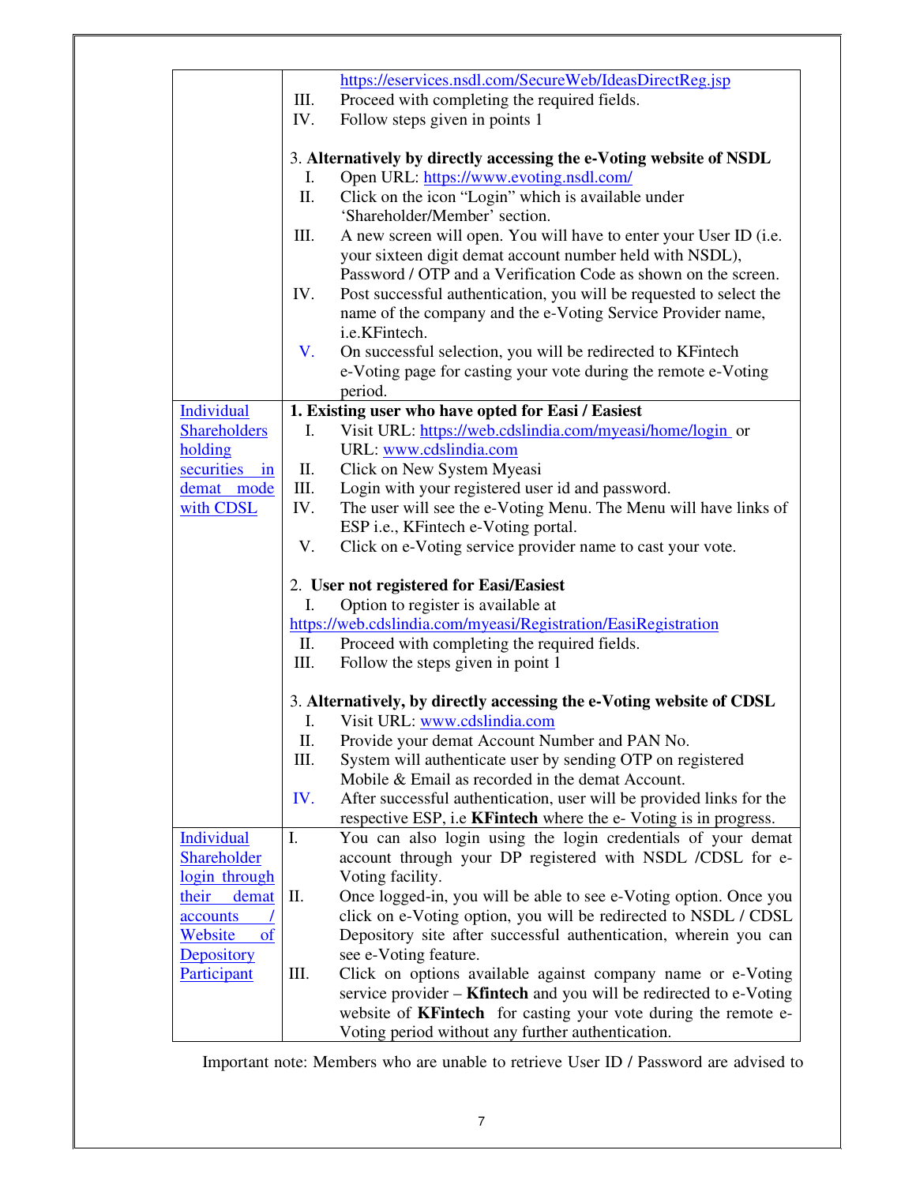| | |
|---|---|
| | https://eservices.nsdl.com/SecureWeb/IdeasDirectReg.jsp<br>III. Proceed with completing the required fields.<br>IV. Follow steps given in points 1<br><br>3. **Alternatively by directly accessing the e-Voting website of NSDL**<br>I. Open URL: https://www.evoting.nsdl.com/<br>II. Click on the icon "Login" which is available under 'Shareholder/Member' section.<br>III. A new screen will open. You will have to enter your User ID (i.e. your sixteen digit demat account number held with NSDL), Password / OTP and a Verification Code as shown on the screen.<br>IV. Post successful authentication, you will be requested to select the name of the company and the e-Voting Service Provider name, i.e.KFintech.<br>V. On successful selection, you will be redirected to KFintech e-Voting page for casting your vote during the remote e-Voting period. |
| Individual Shareholders holding securities in demat mode with CDSL | 1. **Existing user who have opted for Easi / Easiest**<br>I. Visit URL: https://web.cdslindia.com/myeasi/home/login or URL: www.cdslindia.com<br>II. Click on New System Myeasi<br>III. Login with your registered user id and password.<br>IV. The user will see the e-Voting Menu. The Menu will have links of ESP i.e., KFintech e-Voting portal.<br>V. Click on e-Voting service provider name to cast your vote.<br><br>2. **User not registered for Easi/Easiest**<br>I. Option to register is available at https://web.cdslindia.com/myeasi/Registration/EasiRegistration<br>II. Proceed with completing the required fields.<br>III. Follow the steps given in point 1<br><br>3. **Alternatively, by directly accessing the e-Voting website of CDSL**<br>I. Visit URL: www.cdslindia.com<br>II. Provide your demat Account Number and PAN No.<br>III. System will authenticate user by sending OTP on registered Mobile & Email as recorded in the demat Account.<br>IV. After successful authentication, user will be provided links for the respective ESP, i.e **KFintech** where the e- Voting is in progress. |
| Individual Shareholder login through their demat accounts / Website of Depository Participant | I. You can also login using the login credentials of your demat account through your DP registered with NSDL /CDSL for e-Voting facility.<br>II. Once logged-in, you will be able to see e-Voting option. Once you click on e-Voting option, you will be redirected to NSDL / CDSL Depository site after successful authentication, wherein you can see e-Voting feature.<br>III. Click on options available against company name or e-Voting service provider – **Kfintech** and you will be redirected to e-Voting website of **KFintech** for casting your vote during the remote e-Voting period without any further authentication. |

Important note: Members who are unable to retrieve User ID / Password are advised to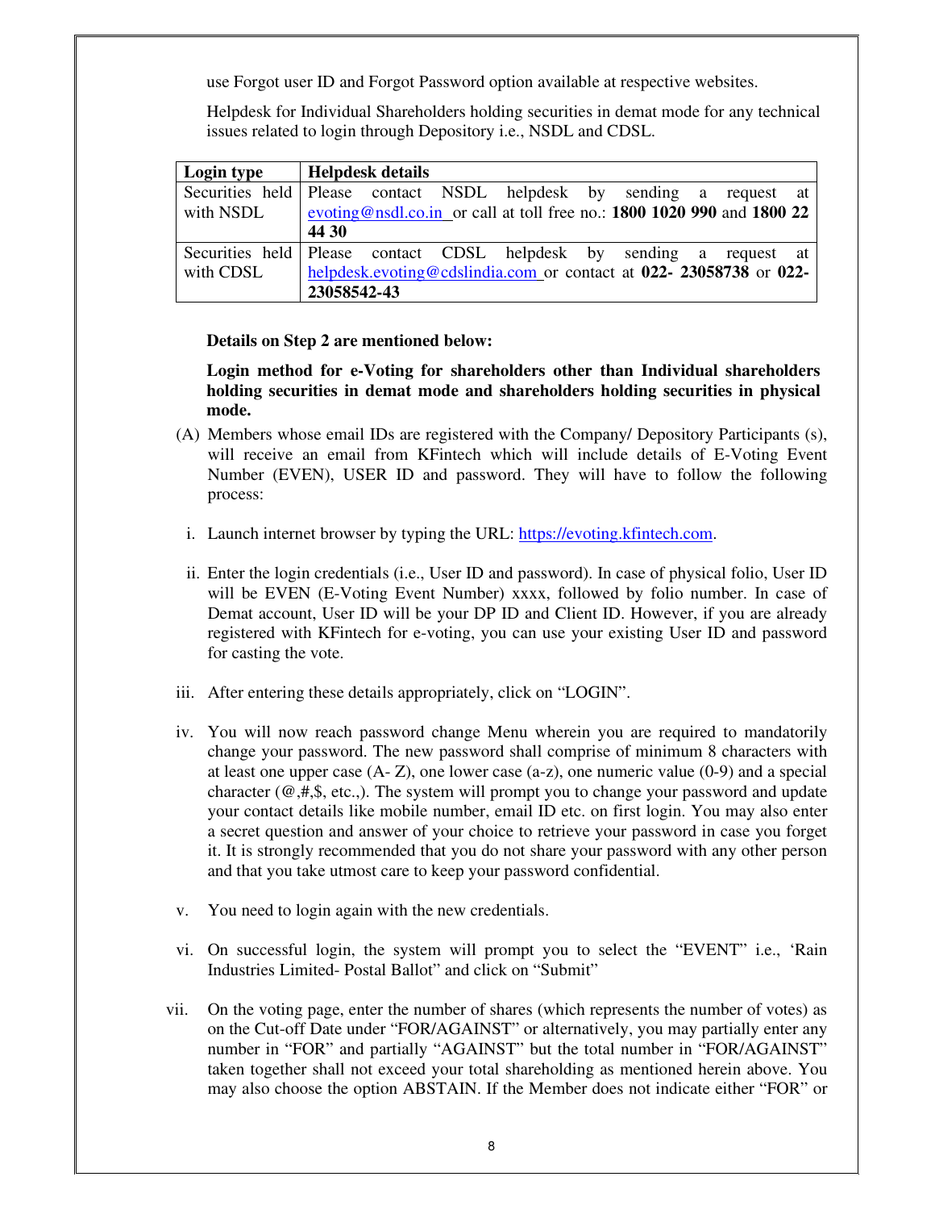use Forgot user ID and Forgot Password option available at respective websites.

Helpdesk for Individual Shareholders holding securities in demat mode for any technical issues related to login through Depository i.e., NSDL and CDSL.

| **Login type** | **Helpdesk details** |
|---|---|
| Securities held with NSDL | Please contact NSDL helpdesk by sending a request at evoting@nsdl.co.in or call at toll free no.: **1800 1020 990** and **1800 22 44 30** |
| Securities held with CDSL | Please contact CDSL helpdesk by sending a request at helpdesk.evoting@cdslindia.com or contact at **022- 23058738** or **022-23058542-43** |

**Details on Step 2 are mentioned below:**

**Login method for e-Voting for shareholders other than Individual shareholders holding securities in demat mode and shareholders holding securities in physical mode.**

(A) Members whose email IDs are registered with the Company/ Depository Participants (s), will receive an email from KFintech which will include details of E-Voting Event Number (EVEN), USER ID and password. They will have to follow the following process:

i. Launch internet browser by typing the URL: https://evoting.kfintech.com.

ii. Enter the login credentials (i.e., User ID and password). In case of physical folio, User ID will be EVEN (E-Voting Event Number) xxxx, followed by folio number. In case of Demat account, User ID will be your DP ID and Client ID. However, if you are already registered with KFintech for e-voting, you can use your existing User ID and password for casting the vote.

iii. After entering these details appropriately, click on "LOGIN".

iv. You will now reach password change Menu wherein you are required to mandatorily change your password. The new password shall comprise of minimum 8 characters with at least one upper case (A- Z), one lower case (a-z), one numeric value (0-9) and a special character (@,#,$, etc.,). The system will prompt you to change your password and update your contact details like mobile number, email ID etc. on first login. You may also enter a secret question and answer of your choice to retrieve your password in case you forget it. It is strongly recommended that you do not share your password with any other person and that you take utmost care to keep your password confidential.

v. You need to login again with the new credentials.

vi. On successful login, the system will prompt you to select the "EVENT" i.e., 'Rain Industries Limited- Postal Ballot" and click on "Submit"

vii. On the voting page, enter the number of shares (which represents the number of votes) as on the Cut-off Date under "FOR/AGAINST" or alternatively, you may partially enter any number in "FOR" and partially "AGAINST" but the total number in "FOR/AGAINST" taken together shall not exceed your total shareholding as mentioned herein above. You may also choose the option ABSTAIN. If the Member does not indicate either "FOR" or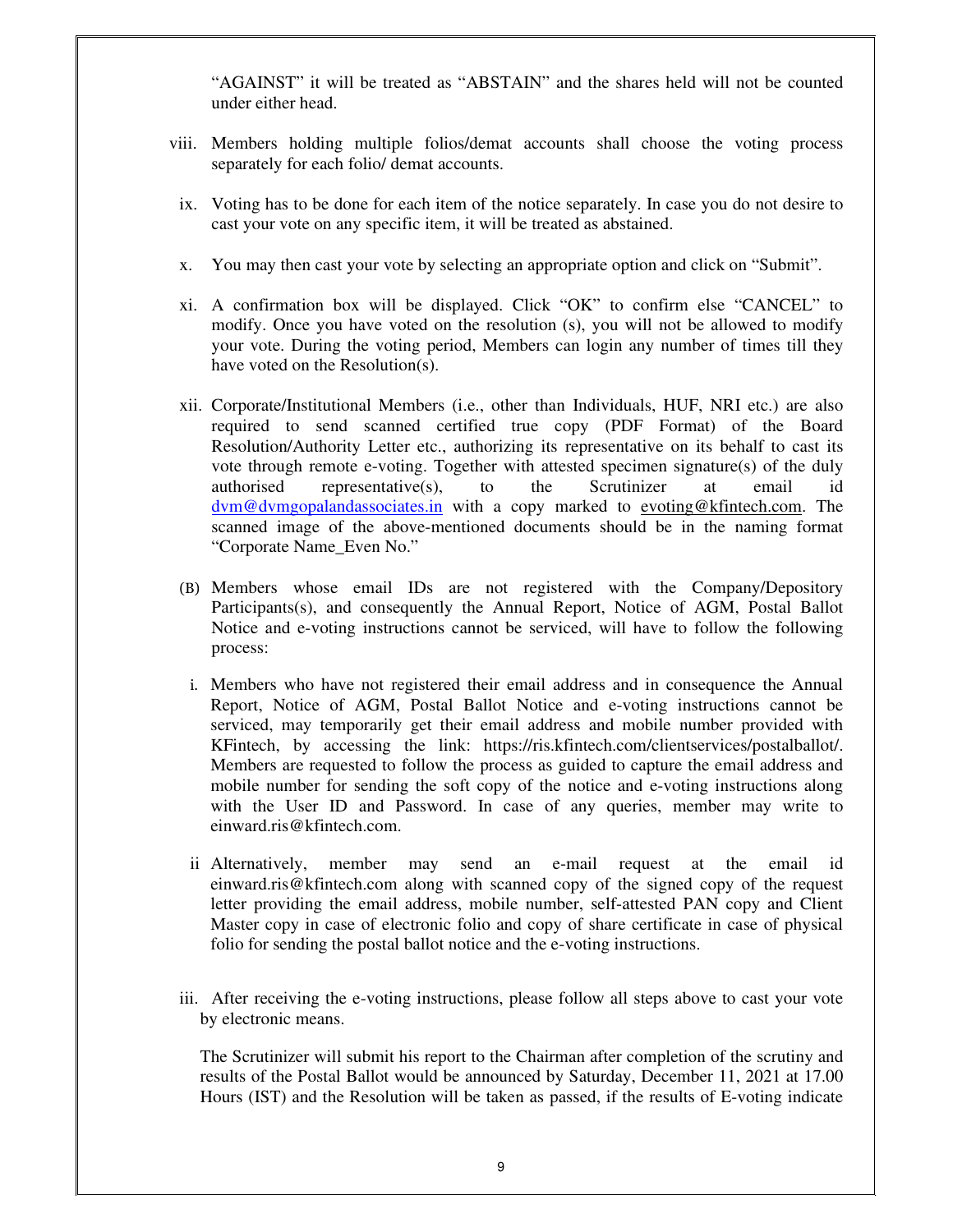"AGAINST" it will be treated as "ABSTAIN" and the shares held will not be counted under either head.

viii. Members holding multiple folios/demat accounts shall choose the voting process separately for each folio/ demat accounts.

ix. Voting has to be done for each item of the notice separately. In case you do not desire to cast your vote on any specific item, it will be treated as abstained.

x. You may then cast your vote by selecting an appropriate option and click on "Submit".

xi. A confirmation box will be displayed. Click "OK" to confirm else "CANCEL" to modify. Once you have voted on the resolution (s), you will not be allowed to modify your vote. During the voting period, Members can login any number of times till they have voted on the Resolution(s).

xii. Corporate/Institutional Members (i.e., other than Individuals, HUF, NRI etc.) are also required to send scanned certified true copy (PDF Format) of the Board Resolution/Authority Letter etc., authorizing its representative on its behalf to cast its vote through remote e-voting. Together with attested specimen signature(s) of the duly authorised representative(s), to the Scrutinizer at email id dvm@dvmgopalandassociates.in with a copy marked to evoting@kfintech.com. The scanned image of the above-mentioned documents should be in the naming format "Corporate Name_Even No."

(B) Members whose email IDs are not registered with the Company/Depository Participants(s), and consequently the Annual Report, Notice of AGM, Postal Ballot Notice and e-voting instructions cannot be serviced, will have to follow the following process:

i. Members who have not registered their email address and in consequence the Annual Report, Notice of AGM, Postal Ballot Notice and e-voting instructions cannot be serviced, may temporarily get their email address and mobile number provided with KFintech, by accessing the link: https://ris.kfintech.com/clientservices/postalballot/. Members are requested to follow the process as guided to capture the email address and mobile number for sending the soft copy of the notice and e-voting instructions along with the User ID and Password. In case of any queries, member may write to einward.ris@kfintech.com.

ii Alternatively, member may send an e-mail request at the email id einward.ris@kfintech.com along with scanned copy of the signed copy of the request letter providing the email address, mobile number, self-attested PAN copy and Client Master copy in case of electronic folio and copy of share certificate in case of physical folio for sending the postal ballot notice and the e-voting instructions.

iii. After receiving the e-voting instructions, please follow all steps above to cast your vote by electronic means.

The Scrutinizer will submit his report to the Chairman after completion of the scrutiny and results of the Postal Ballot would be announced by Saturday, December 11, 2021 at 17.00 Hours (IST) and the Resolution will be taken as passed, if the results of E-voting indicate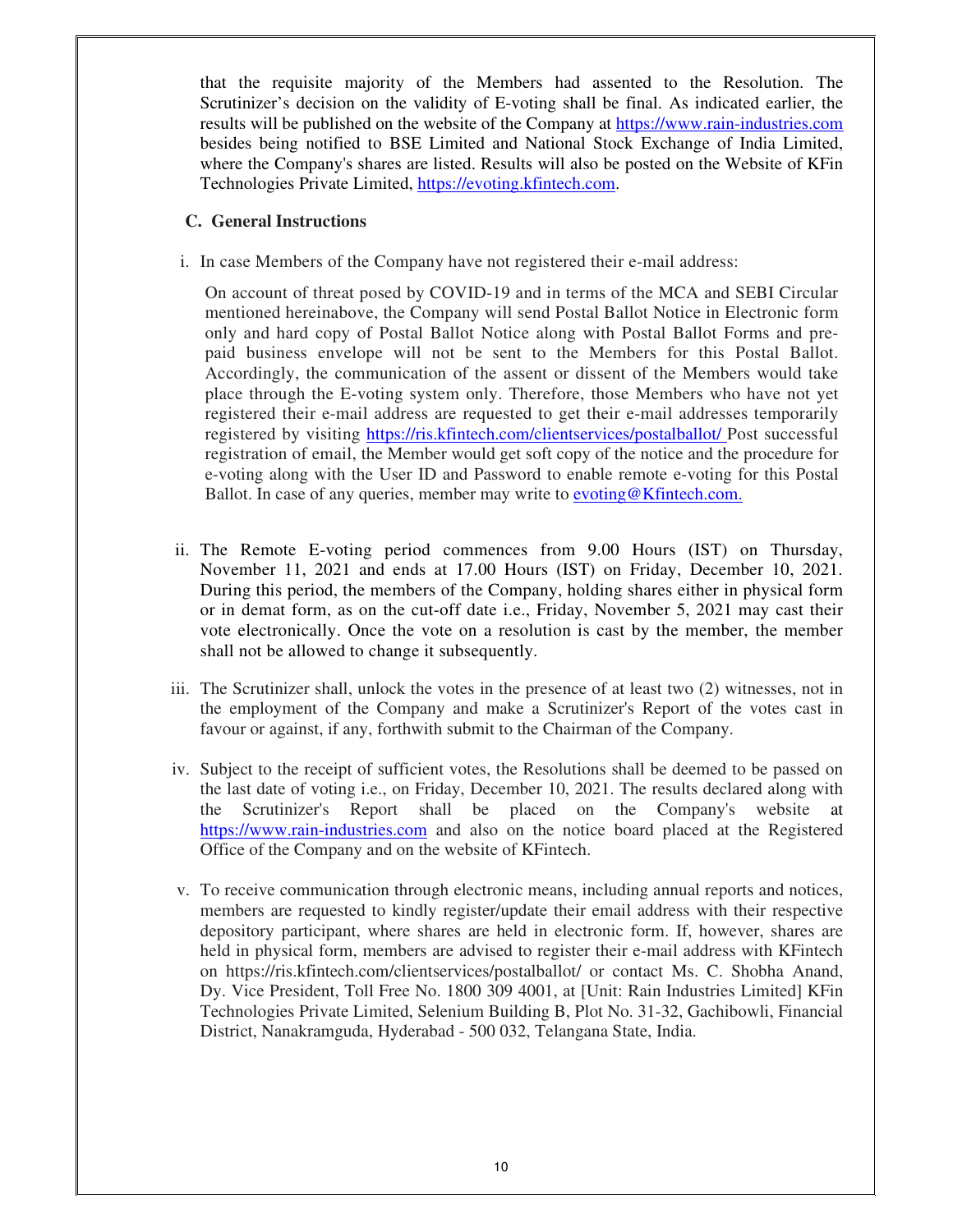that the requisite majority of the Members had assented to the Resolution. The Scrutinizer's decision on the validity of E-voting shall be final. As indicated earlier, the results will be published on the website of the Company at https://www.rain-industries.com besides being notified to BSE Limited and National Stock Exchange of India Limited, where the Company's shares are listed. Results will also be posted on the Website of KFin Technologies Private Limited, https://evoting.kfintech.com.

### C. General Instructions

i. In case Members of the Company have not registered their e-mail address:

On account of threat posed by COVID-19 and in terms of the MCA and SEBI Circular mentioned hereinabove, the Company will send Postal Ballot Notice in Electronic form only and hard copy of Postal Ballot Notice along with Postal Ballot Forms and pre-paid business envelope will not be sent to the Members for this Postal Ballot. Accordingly, the communication of the assent or dissent of the Members would take place through the E-voting system only. Therefore, those Members who have not yet registered their e-mail address are requested to get their e-mail addresses temporarily registered by visiting https://ris.kfintech.com/clientservices/postalballot/ Post successful registration of email, the Member would get soft copy of the notice and the procedure for e-voting along with the User ID and Password to enable remote e-voting for this Postal Ballot. In case of any queries, member may write to evoting@Kfintech.com.

ii. The Remote E-voting period commences from 9.00 Hours (IST) on Thursday, November 11, 2021 and ends at 17.00 Hours (IST) on Friday, December 10, 2021. During this period, the members of the Company, holding shares either in physical form or in demat form, as on the cut-off date i.e., Friday, November 5, 2021 may cast their vote electronically. Once the vote on a resolution is cast by the member, the member shall not be allowed to change it subsequently.

iii. The Scrutinizer shall, unlock the votes in the presence of at least two (2) witnesses, not in the employment of the Company and make a Scrutinizer's Report of the votes cast in favour or against, if any, forthwith submit to the Chairman of the Company.

iv. Subject to the receipt of sufficient votes, the Resolutions shall be deemed to be passed on the last date of voting i.e., on Friday, December 10, 2021. The results declared along with the Scrutinizer's Report shall be placed on the Company's website at https://www.rain-industries.com and also on the notice board placed at the Registered Office of the Company and on the website of KFintech.

v. To receive communication through electronic means, including annual reports and notices, members are requested to kindly register/update their email address with their respective depository participant, where shares are held in electronic form. If, however, shares are held in physical form, members are advised to register their e-mail address with KFintech on https://ris.kfintech.com/clientservices/postalballot/ or contact Ms. C. Shobha Anand, Dy. Vice President, Toll Free No. 1800 309 4001, at [Unit: Rain Industries Limited] KFin Technologies Private Limited, Selenium Building B, Plot No. 31-32, Gachibowli, Financial District, Nanakramguda, Hyderabad - 500 032, Telangana State, India.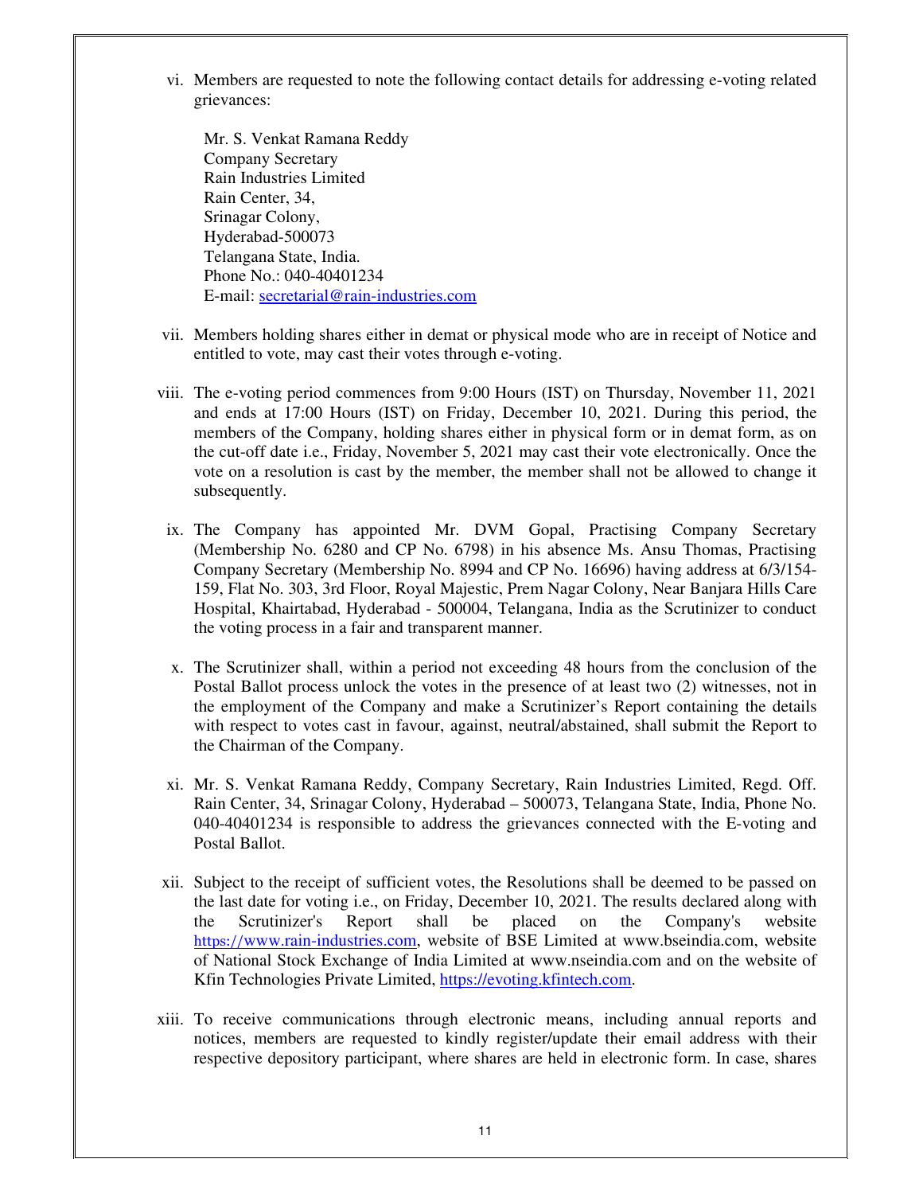vi. Members are requested to note the following contact details for addressing e-voting related grievances:

   Mr. S. Venkat Ramana Reddy
   Company Secretary
   Rain Industries Limited
   Rain Center, 34,
   Srinagar Colony,
   Hyderabad-500073
   Telangana State, India.
   Phone No.: 040-40401234
   E-mail: secretarial@rain-industries.com

vii. Members holding shares either in demat or physical mode who are in receipt of Notice and entitled to vote, may cast their votes through e-voting.

viii. The e-voting period commences from 9:00 Hours (IST) on Thursday, November 11, 2021 and ends at 17:00 Hours (IST) on Friday, December 10, 2021. During this period, the members of the Company, holding shares either in physical form or in demat form, as on the cut-off date i.e., Friday, November 5, 2021 may cast their vote electronically. Once the vote on a resolution is cast by the member, the member shall not be allowed to change it subsequently.

ix. The Company has appointed Mr. DVM Gopal, Practising Company Secretary (Membership No. 6280 and CP No. 6798) in his absence Ms. Ansu Thomas, Practising Company Secretary (Membership No. 8994 and CP No. 16696) having address at 6/3/154-159, Flat No. 303, 3rd Floor, Royal Majestic, Prem Nagar Colony, Near Banjara Hills Care Hospital, Khairtabad, Hyderabad - 500004, Telangana, India as the Scrutinizer to conduct the voting process in a fair and transparent manner.

x. The Scrutinizer shall, within a period not exceeding 48 hours from the conclusion of the Postal Ballot process unlock the votes in the presence of at least two (2) witnesses, not in the employment of the Company and make a Scrutinizer's Report containing the details with respect to votes cast in favour, against, neutral/abstained, shall submit the Report to the Chairman of the Company.

xi. Mr. S. Venkat Ramana Reddy, Company Secretary, Rain Industries Limited, Regd. Off. Rain Center, 34, Srinagar Colony, Hyderabad – 500073, Telangana State, India, Phone No. 040-40401234 is responsible to address the grievances connected with the E-voting and Postal Ballot.

xii. Subject to the receipt of sufficient votes, the Resolutions shall be deemed to be passed on the last date for voting i.e., on Friday, December 10, 2021. The results declared along with the Scrutinizer's Report shall be placed on the Company's website https://www.rain-industries.com, website of BSE Limited at www.bseindia.com, website of National Stock Exchange of India Limited at www.nseindia.com and on the website of Kfin Technologies Private Limited, https://evoting.kfintech.com.

xiii. To receive communications through electronic means, including annual reports and notices, members are requested to kindly register/update their email address with their respective depository participant, where shares are held in electronic form. In case, shares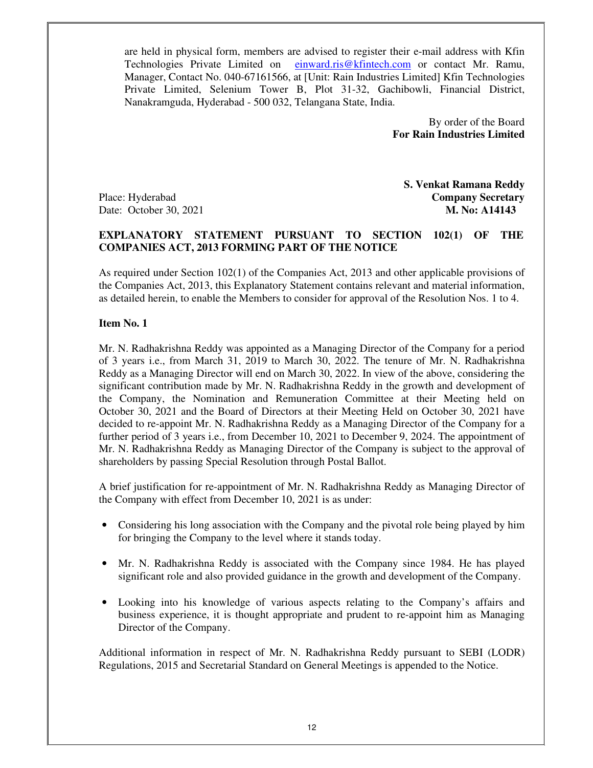are held in physical form, members are advised to register their e-mail address with Kfin Technologies Private Limited on einward.ris@kfintech.com or contact Mr. Ramu, Manager, Contact No. 040-67161566, at [Unit: Rain Industries Limited] Kfin Technologies Private Limited, Selenium Tower B, Plot 31-32, Gachibowli, Financial District, Nanakramguda, Hyderabad - 500 032, Telangana State, India.

By order of the Board
**For Rain Industries Limited**

**S. Venkat Ramana Reddy**
**Company Secretary**
**M. No: A14143**

Place: Hyderabad
Date: October 30, 2021

**EXPLANATORY STATEMENT PURSUANT TO SECTION 102(1) OF THE COMPANIES ACT, 2013 FORMING PART OF THE NOTICE**

As required under Section 102(1) of the Companies Act, 2013 and other applicable provisions of the Companies Act, 2013, this Explanatory Statement contains relevant and material information, as detailed herein, to enable the Members to consider for approval of the Resolution Nos. 1 to 4.

**Item No. 1**

Mr. N. Radhakrishna Reddy was appointed as a Managing Director of the Company for a period of 3 years i.e., from March 31, 2019 to March 30, 2022. The tenure of Mr. N. Radhakrishna Reddy as a Managing Director will end on March 30, 2022. In view of the above, considering the significant contribution made by Mr. N. Radhakrishna Reddy in the growth and development of the Company, the Nomination and Remuneration Committee at their Meeting held on October 30, 2021 and the Board of Directors at their Meeting Held on October 30, 2021 have decided to re-appoint Mr. N. Radhakrishna Reddy as a Managing Director of the Company for a further period of 3 years i.e., from December 10, 2021 to December 9, 2024. The appointment of Mr. N. Radhakrishna Reddy as Managing Director of the Company is subject to the approval of shareholders by passing Special Resolution through Postal Ballot.

A brief justification for re-appointment of Mr. N. Radhakrishna Reddy as Managing Director of the Company with effect from December 10, 2021 is as under:

- Considering his long association with the Company and the pivotal role being played by him for bringing the Company to the level where it stands today.
- Mr. N. Radhakrishna Reddy is associated with the Company since 1984. He has played significant role and also provided guidance in the growth and development of the Company.
- Looking into his knowledge of various aspects relating to the Company's affairs and business experience, it is thought appropriate and prudent to re-appoint him as Managing Director of the Company.

Additional information in respect of Mr. N. Radhakrishna Reddy pursuant to SEBI (LODR) Regulations, 2015 and Secretarial Standard on General Meetings is appended to the Notice.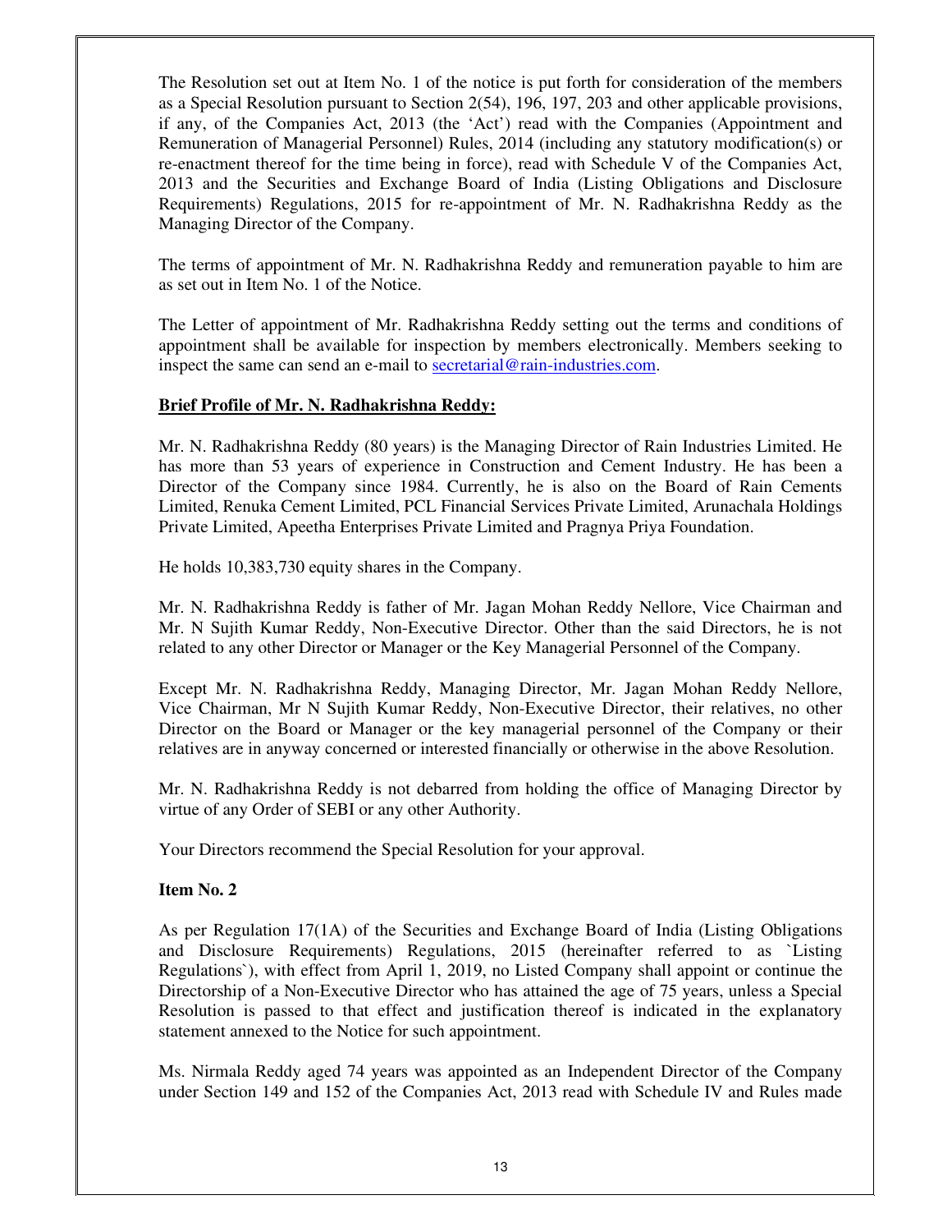The Resolution set out at Item No. 1 of the notice is put forth for consideration of the members as a Special Resolution pursuant to Section 2(54), 196, 197, 203 and other applicable provisions, if any, of the Companies Act, 2013 (the 'Act') read with the Companies (Appointment and Remuneration of Managerial Personnel) Rules, 2014 (including any statutory modification(s) or re-enactment thereof for the time being in force), read with Schedule V of the Companies Act, 2013 and the Securities and Exchange Board of India (Listing Obligations and Disclosure Requirements) Regulations, 2015 for re-appointment of Mr. N. Radhakrishna Reddy as the Managing Director of the Company.

The terms of appointment of Mr. N. Radhakrishna Reddy and remuneration payable to him are as set out in Item No. 1 of the Notice.

The Letter of appointment of Mr. Radhakrishna Reddy setting out the terms and conditions of appointment shall be available for inspection by members electronically. Members seeking to inspect the same can send an e-mail to secretarial@rain-industries.com.

**Brief Profile of Mr. N. Radhakrishna Reddy:**

Mr. N. Radhakrishna Reddy (80 years) is the Managing Director of Rain Industries Limited. He has more than 53 years of experience in Construction and Cement Industry. He has been a Director of the Company since 1984. Currently, he is also on the Board of Rain Cements Limited, Renuka Cement Limited, PCL Financial Services Private Limited, Arunachala Holdings Private Limited, Apeetha Enterprises Private Limited and Pragnya Priya Foundation.

He holds 10,383,730 equity shares in the Company.

Mr. N. Radhakrishna Reddy is father of Mr. Jagan Mohan Reddy Nellore, Vice Chairman and Mr. N Sujith Kumar Reddy, Non-Executive Director. Other than the said Directors, he is not related to any other Director or Manager or the Key Managerial Personnel of the Company.

Except Mr. N. Radhakrishna Reddy, Managing Director, Mr. Jagan Mohan Reddy Nellore, Vice Chairman, Mr N Sujith Kumar Reddy, Non-Executive Director, their relatives, no other Director on the Board or Manager or the key managerial personnel of the Company or their relatives are in anyway concerned or interested financially or otherwise in the above Resolution.

Mr. N. Radhakrishna Reddy is not debarred from holding the office of Managing Director by virtue of any Order of SEBI or any other Authority.

Your Directors recommend the Special Resolution for your approval.

**Item No. 2**

As per Regulation 17(1A) of the Securities and Exchange Board of India (Listing Obligations and Disclosure Requirements) Regulations, 2015 (hereinafter referred to as `Listing Regulations`), with effect from April 1, 2019, no Listed Company shall appoint or continue the Directorship of a Non-Executive Director who has attained the age of 75 years, unless a Special Resolution is passed to that effect and justification thereof is indicated in the explanatory statement annexed to the Notice for such appointment.

Ms. Nirmala Reddy aged 74 years was appointed as an Independent Director of the Company under Section 149 and 152 of the Companies Act, 2013 read with Schedule IV and Rules made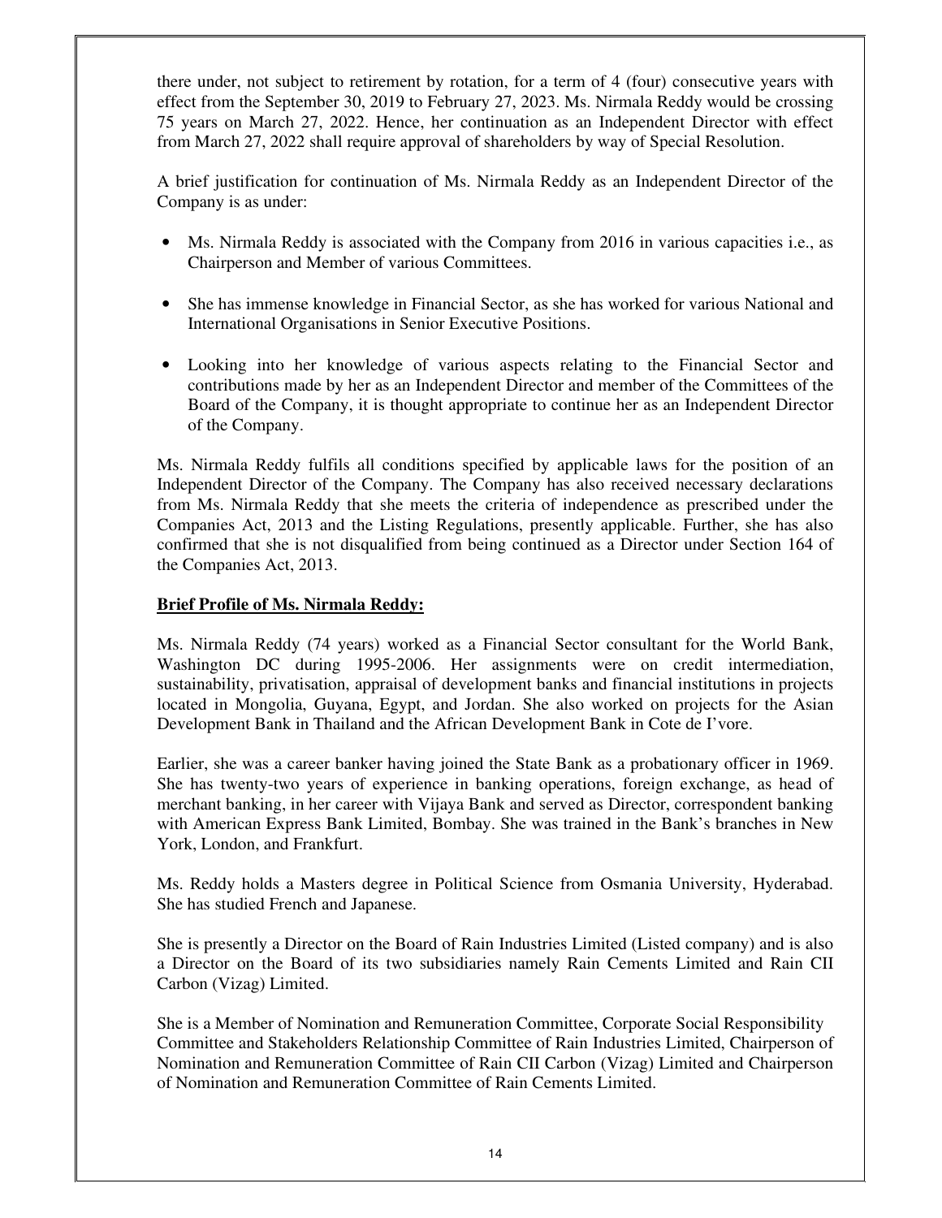there under, not subject to retirement by rotation, for a term of 4 (four) consecutive years with effect from the September 30, 2019 to February 27, 2023. Ms. Nirmala Reddy would be crossing 75 years on March 27, 2022. Hence, her continuation as an Independent Director with effect from March 27, 2022 shall require approval of shareholders by way of Special Resolution.

A brief justification for continuation of Ms. Nirmala Reddy as an Independent Director of the Company is as under:

- Ms. Nirmala Reddy is associated with the Company from 2016 in various capacities i.e., as Chairperson and Member of various Committees.

- She has immense knowledge in Financial Sector, as she has worked for various National and International Organisations in Senior Executive Positions.

- Looking into her knowledge of various aspects relating to the Financial Sector and contributions made by her as an Independent Director and member of the Committees of the Board of the Company, it is thought appropriate to continue her as an Independent Director of the Company.

Ms. Nirmala Reddy fulfils all conditions specified by applicable laws for the position of an Independent Director of the Company. The Company has also received necessary declarations from Ms. Nirmala Reddy that she meets the criteria of independence as prescribed under the Companies Act, 2013 and the Listing Regulations, presently applicable. Further, she has also confirmed that she is not disqualified from being continued as a Director under Section 164 of the Companies Act, 2013.

**Brief Profile of Ms. Nirmala Reddy:**

Ms. Nirmala Reddy (74 years) worked as a Financial Sector consultant for the World Bank, Washington DC during 1995-2006. Her assignments were on credit intermediation, sustainability, privatisation, appraisal of development banks and financial institutions in projects located in Mongolia, Guyana, Egypt, and Jordan. She also worked on projects for the Asian Development Bank in Thailand and the African Development Bank in Cote de I'vore.

Earlier, she was a career banker having joined the State Bank as a probationary officer in 1969. She has twenty-two years of experience in banking operations, foreign exchange, as head of merchant banking, in her career with Vijaya Bank and served as Director, correspondent banking with American Express Bank Limited, Bombay. She was trained in the Bank's branches in New York, London, and Frankfurt.

Ms. Reddy holds a Masters degree in Political Science from Osmania University, Hyderabad. She has studied French and Japanese.

She is presently a Director on the Board of Rain Industries Limited (Listed company) and is also a Director on the Board of its two subsidiaries namely Rain Cements Limited and Rain CII Carbon (Vizag) Limited.

She is a Member of Nomination and Remuneration Committee, Corporate Social Responsibility Committee and Stakeholders Relationship Committee of Rain Industries Limited, Chairperson of Nomination and Remuneration Committee of Rain CII Carbon (Vizag) Limited and Chairperson of Nomination and Remuneration Committee of Rain Cements Limited.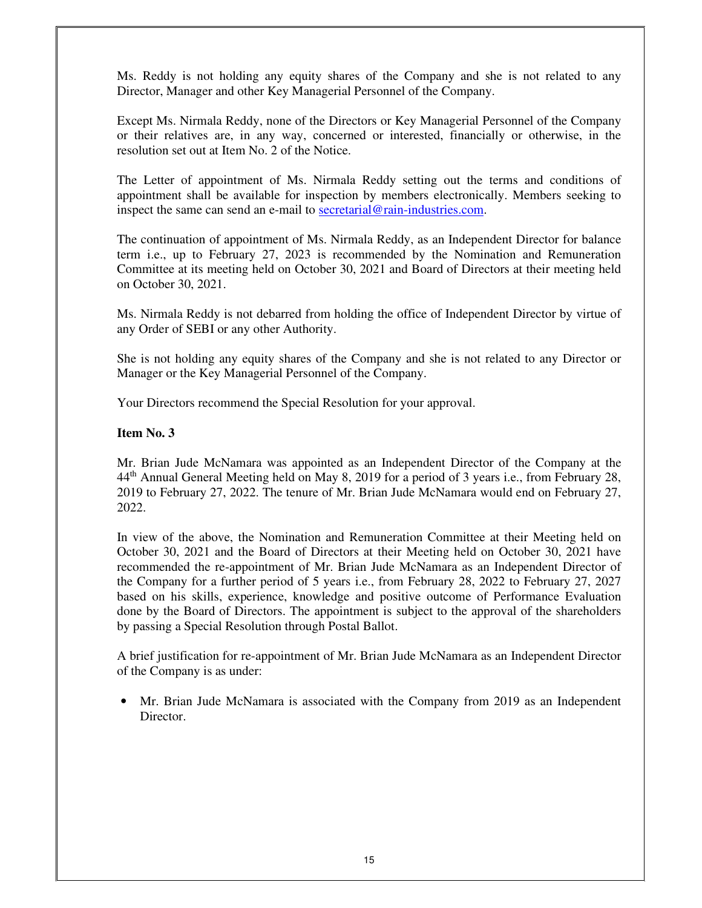Ms. Reddy is not holding any equity shares of the Company and she is not related to any Director, Manager and other Key Managerial Personnel of the Company.

Except Ms. Nirmala Reddy, none of the Directors or Key Managerial Personnel of the Company or their relatives are, in any way, concerned or interested, financially or otherwise, in the resolution set out at Item No. 2 of the Notice.

The Letter of appointment of Ms. Nirmala Reddy setting out the terms and conditions of appointment shall be available for inspection by members electronically. Members seeking to inspect the same can send an e-mail to secretarial@rain-industries.com.

The continuation of appointment of Ms. Nirmala Reddy, as an Independent Director for balance term i.e., up to February 27, 2023 is recommended by the Nomination and Remuneration Committee at its meeting held on October 30, 2021 and Board of Directors at their meeting held on October 30, 2021.

Ms. Nirmala Reddy is not debarred from holding the office of Independent Director by virtue of any Order of SEBI or any other Authority.

She is not holding any equity shares of the Company and she is not related to any Director or Manager or the Key Managerial Personnel of the Company.

Your Directors recommend the Special Resolution for your approval.

**Item No. 3**

Mr. Brian Jude McNamara was appointed as an Independent Director of the Company at the 44th Annual General Meeting held on May 8, 2019 for a period of 3 years i.e., from February 28, 2019 to February 27, 2022. The tenure of Mr. Brian Jude McNamara would end on February 27, 2022.

In view of the above, the Nomination and Remuneration Committee at their Meeting held on October 30, 2021 and the Board of Directors at their Meeting held on October 30, 2021 have recommended the re-appointment of Mr. Brian Jude McNamara as an Independent Director of the Company for a further period of 5 years i.e., from February 28, 2022 to February 27, 2027 based on his skills, experience, knowledge and positive outcome of Performance Evaluation done by the Board of Directors. The appointment is subject to the approval of the shareholders by passing a Special Resolution through Postal Ballot.

A brief justification for re-appointment of Mr. Brian Jude McNamara as an Independent Director of the Company is as under:

- Mr. Brian Jude McNamara is associated with the Company from 2019 as an Independent Director.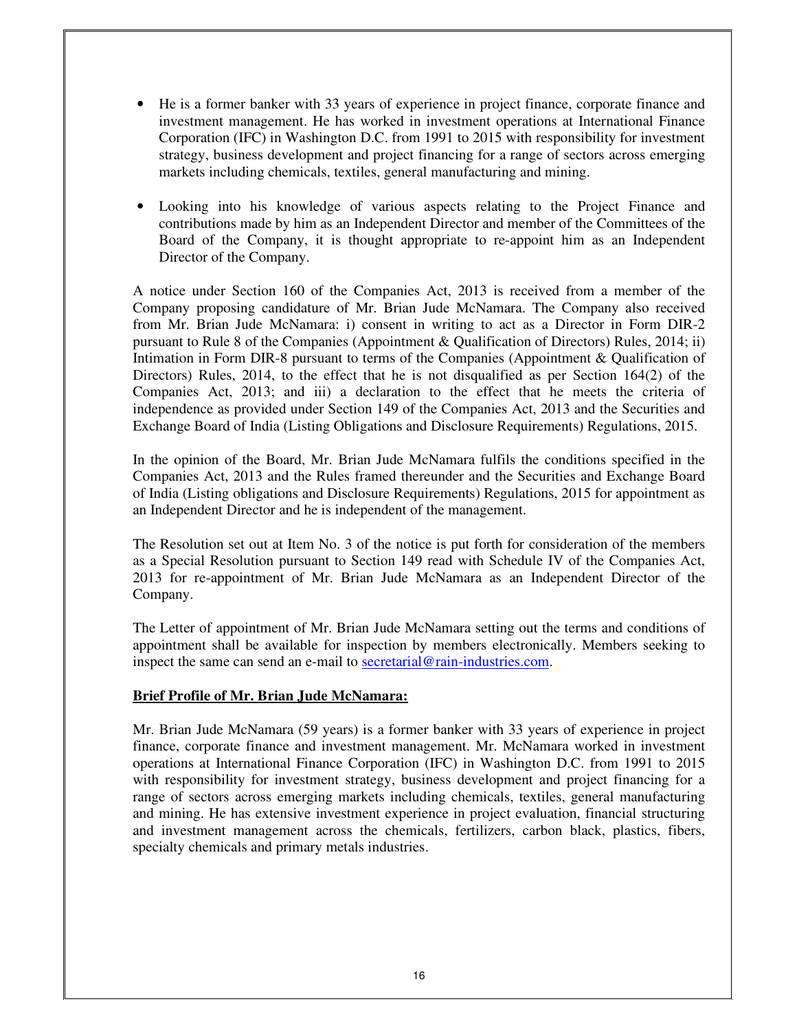- He is a former banker with 33 years of experience in project finance, corporate finance and investment management. He has worked in investment operations at International Finance Corporation (IFC) in Washington D.C. from 1991 to 2015 with responsibility for investment strategy, business development and project financing for a range of sectors across emerging markets including chemicals, textiles, general manufacturing and mining.

- Looking into his knowledge of various aspects relating to the Project Finance and contributions made by him as an Independent Director and member of the Committees of the Board of the Company, it is thought appropriate to re-appoint him as an Independent Director of the Company.

A notice under Section 160 of the Companies Act, 2013 is received from a member of the Company proposing candidature of Mr. Brian Jude McNamara. The Company also received from Mr. Brian Jude McNamara: i) consent in writing to act as a Director in Form DIR-2 pursuant to Rule 8 of the Companies (Appointment & Qualification of Directors) Rules, 2014; ii) Intimation in Form DIR-8 pursuant to terms of the Companies (Appointment & Qualification of Directors) Rules, 2014, to the effect that he is not disqualified as per Section 164(2) of the Companies Act, 2013; and iii) a declaration to the effect that he meets the criteria of independence as provided under Section 149 of the Companies Act, 2013 and the Securities and Exchange Board of India (Listing Obligations and Disclosure Requirements) Regulations, 2015.

In the opinion of the Board, Mr. Brian Jude McNamara fulfils the conditions specified in the Companies Act, 2013 and the Rules framed thereunder and the Securities and Exchange Board of India (Listing obligations and Disclosure Requirements) Regulations, 2015 for appointment as an Independent Director and he is independent of the management.

The Resolution set out at Item No. 3 of the notice is put forth for consideration of the members as a Special Resolution pursuant to Section 149 read with Schedule IV of the Companies Act, 2013 for re-appointment of Mr. Brian Jude McNamara as an Independent Director of the Company.

The Letter of appointment of Mr. Brian Jude McNamara setting out the terms and conditions of appointment shall be available for inspection by members electronically. Members seeking to inspect the same can send an e-mail to secretarial@rain-industries.com.

**Brief Profile of Mr. Brian Jude McNamara:**

Mr. Brian Jude McNamara (59 years) is a former banker with 33 years of experience in project finance, corporate finance and investment management. Mr. McNamara worked in investment operations at International Finance Corporation (IFC) in Washington D.C. from 1991 to 2015 with responsibility for investment strategy, business development and project financing for a range of sectors across emerging markets including chemicals, textiles, general manufacturing and mining. He has extensive investment experience in project evaluation, financial structuring and investment management across the chemicals, fertilizers, carbon black, plastics, fibers, specialty chemicals and primary metals industries.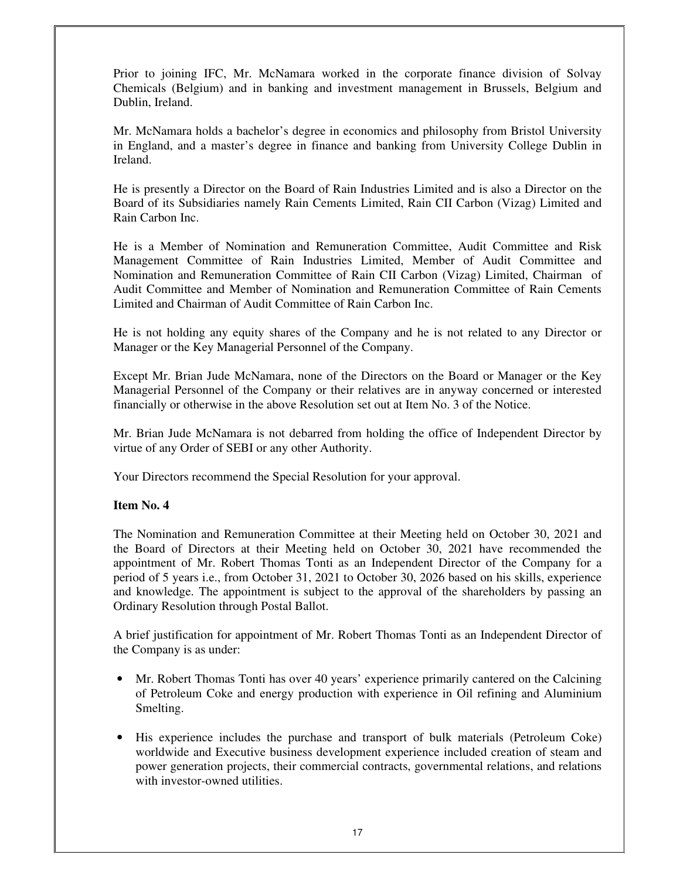Prior to joining IFC, Mr. McNamara worked in the corporate finance division of Solvay Chemicals (Belgium) and in banking and investment management in Brussels, Belgium and Dublin, Ireland.

Mr. McNamara holds a bachelor's degree in economics and philosophy from Bristol University in England, and a master's degree in finance and banking from University College Dublin in Ireland.

He is presently a Director on the Board of Rain Industries Limited and is also a Director on the Board of its Subsidiaries namely Rain Cements Limited, Rain CII Carbon (Vizag) Limited and Rain Carbon Inc.

He is a Member of Nomination and Remuneration Committee, Audit Committee and Risk Management Committee of Rain Industries Limited, Member of Audit Committee and Nomination and Remuneration Committee of Rain CII Carbon (Vizag) Limited, Chairman of Audit Committee and Member of Nomination and Remuneration Committee of Rain Cements Limited and Chairman of Audit Committee of Rain Carbon Inc.

He is not holding any equity shares of the Company and he is not related to any Director or Manager or the Key Managerial Personnel of the Company.

Except Mr. Brian Jude McNamara, none of the Directors on the Board or Manager or the Key Managerial Personnel of the Company or their relatives are in anyway concerned or interested financially or otherwise in the above Resolution set out at Item No. 3 of the Notice.

Mr. Brian Jude McNamara is not debarred from holding the office of Independent Director by virtue of any Order of SEBI or any other Authority.

Your Directors recommend the Special Resolution for your approval.

**Item No. 4**

The Nomination and Remuneration Committee at their Meeting held on October 30, 2021 and the Board of Directors at their Meeting held on October 30, 2021 have recommended the appointment of Mr. Robert Thomas Tonti as an Independent Director of the Company for a period of 5 years i.e., from October 31, 2021 to October 30, 2026 based on his skills, experience and knowledge. The appointment is subject to the approval of the shareholders by passing an Ordinary Resolution through Postal Ballot.

A brief justification for appointment of Mr. Robert Thomas Tonti as an Independent Director of the Company is as under:

- Mr. Robert Thomas Tonti has over 40 years' experience primarily cantered on the Calcining of Petroleum Coke and energy production with experience in Oil refining and Aluminium Smelting.
- His experience includes the purchase and transport of bulk materials (Petroleum Coke) worldwide and Executive business development experience included creation of steam and power generation projects, their commercial contracts, governmental relations, and relations with investor-owned utilities.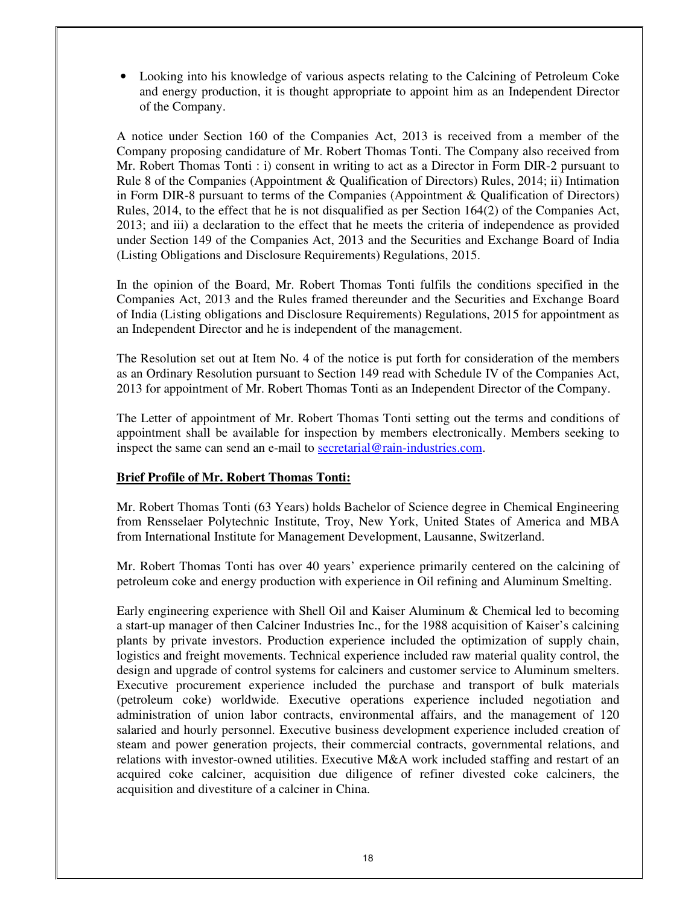- Looking into his knowledge of various aspects relating to the Calcining of Petroleum Coke and energy production, it is thought appropriate to appoint him as an Independent Director of the Company.

A notice under Section 160 of the Companies Act, 2013 is received from a member of the Company proposing candidature of Mr. Robert Thomas Tonti. The Company also received from Mr. Robert Thomas Tonti : i) consent in writing to act as a Director in Form DIR-2 pursuant to Rule 8 of the Companies (Appointment & Qualification of Directors) Rules, 2014; ii) Intimation in Form DIR-8 pursuant to terms of the Companies (Appointment & Qualification of Directors) Rules, 2014, to the effect that he is not disqualified as per Section 164(2) of the Companies Act, 2013; and iii) a declaration to the effect that he meets the criteria of independence as provided under Section 149 of the Companies Act, 2013 and the Securities and Exchange Board of India (Listing Obligations and Disclosure Requirements) Regulations, 2015.

In the opinion of the Board, Mr. Robert Thomas Tonti fulfils the conditions specified in the Companies Act, 2013 and the Rules framed thereunder and the Securities and Exchange Board of India (Listing obligations and Disclosure Requirements) Regulations, 2015 for appointment as an Independent Director and he is independent of the management.

The Resolution set out at Item No. 4 of the notice is put forth for consideration of the members as an Ordinary Resolution pursuant to Section 149 read with Schedule IV of the Companies Act, 2013 for appointment of Mr. Robert Thomas Tonti as an Independent Director of the Company.

The Letter of appointment of Mr. Robert Thomas Tonti setting out the terms and conditions of appointment shall be available for inspection by members electronically. Members seeking to inspect the same can send an e-mail to secretarial@rain-industries.com.

**Brief Profile of Mr. Robert Thomas Tonti:**

Mr. Robert Thomas Tonti (63 Years) holds Bachelor of Science degree in Chemical Engineering from Rensselaer Polytechnic Institute, Troy, New York, United States of America and MBA from International Institute for Management Development, Lausanne, Switzerland.

Mr. Robert Thomas Tonti has over 40 years' experience primarily centered on the calcining of petroleum coke and energy production with experience in Oil refining and Aluminum Smelting.

Early engineering experience with Shell Oil and Kaiser Aluminum & Chemical led to becoming a start-up manager of then Calciner Industries Inc., for the 1988 acquisition of Kaiser's calcining plants by private investors. Production experience included the optimization of supply chain, logistics and freight movements. Technical experience included raw material quality control, the design and upgrade of control systems for calciners and customer service to Aluminum smelters. Executive procurement experience included the purchase and transport of bulk materials (petroleum coke) worldwide. Executive operations experience included negotiation and administration of union labor contracts, environmental affairs, and the management of 120 salaried and hourly personnel. Executive business development experience included creation of steam and power generation projects, their commercial contracts, governmental relations, and relations with investor-owned utilities. Executive M&A work included staffing and restart of an acquired coke calciner, acquisition due diligence of refiner divested coke calciners, the acquisition and divestiture of a calciner in China.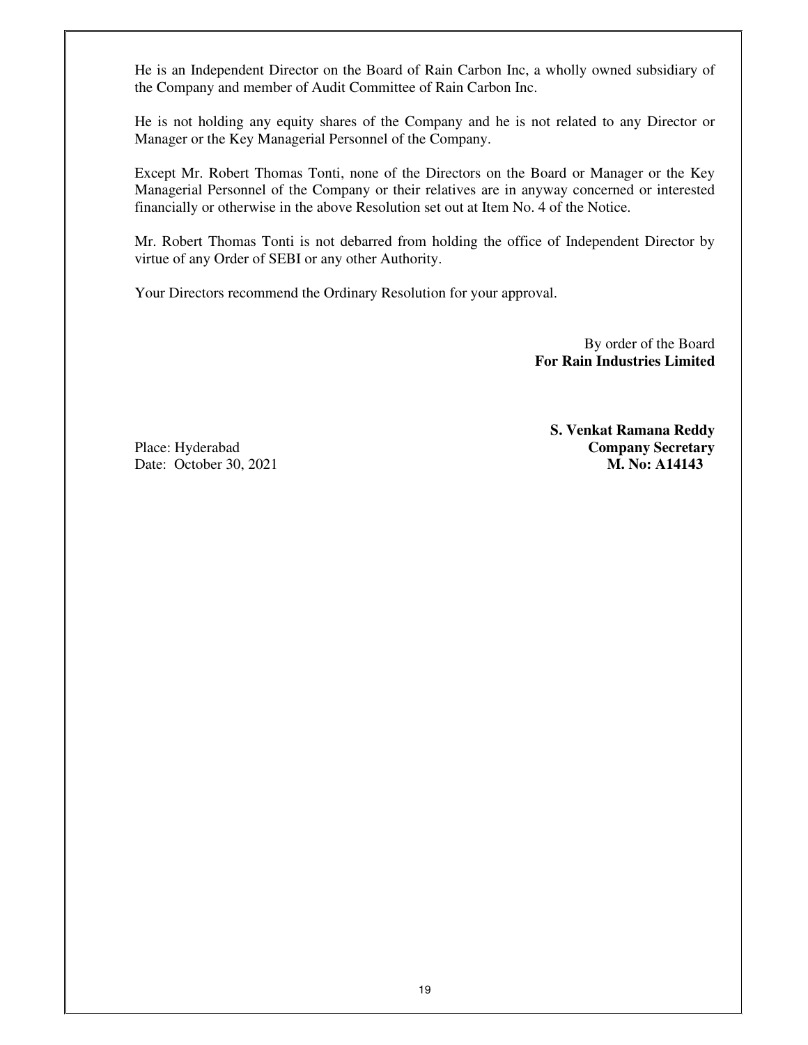He is an Independent Director on the Board of Rain Carbon Inc, a wholly owned subsidiary of the Company and member of Audit Committee of Rain Carbon Inc.

He is not holding any equity shares of the Company and he is not related to any Director or Manager or the Key Managerial Personnel of the Company.

Except Mr. Robert Thomas Tonti, none of the Directors on the Board or Manager or the Key Managerial Personnel of the Company or their relatives are in anyway concerned or interested financially or otherwise in the above Resolution set out at Item No. 4 of the Notice.

Mr. Robert Thomas Tonti is not debarred from holding the office of Independent Director by virtue of any Order of SEBI or any other Authority.

Your Directors recommend the Ordinary Resolution for your approval.

By order of the Board
**For Rain Industries Limited**

**S. Venkat Ramana Reddy**
**Company Secretary**
**M. No: A14143**

Place: Hyderabad
Date: October 30, 2021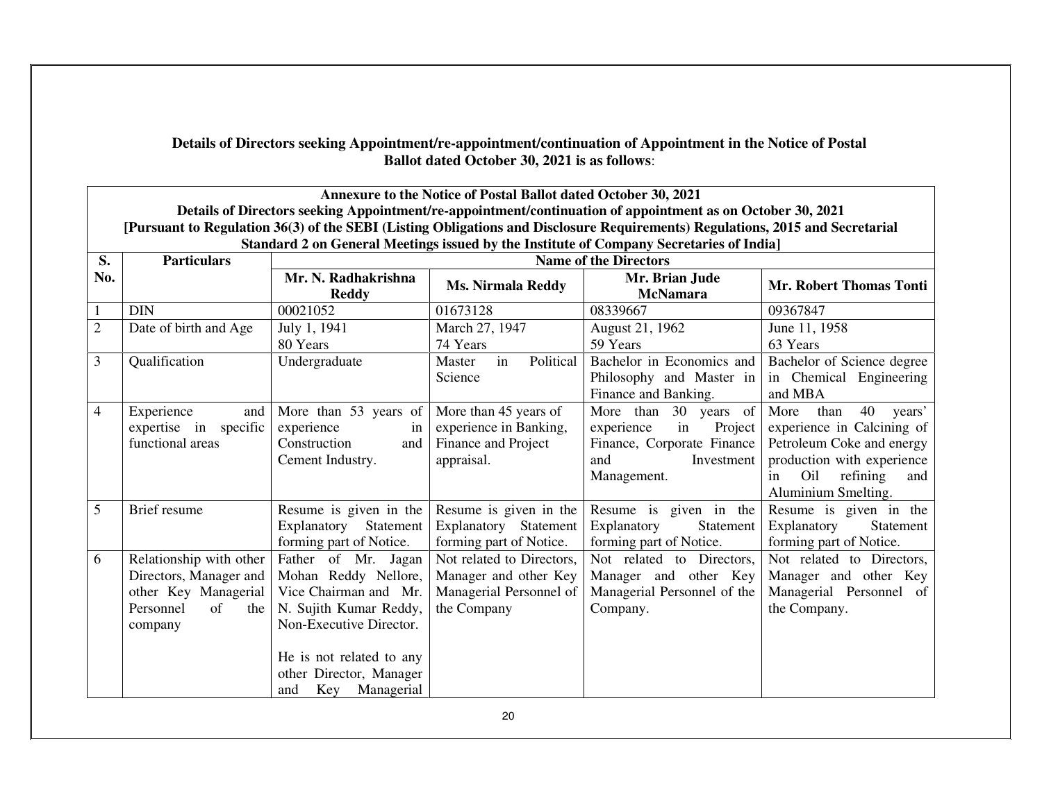**Details of Directors seeking Appointment/re-appointment/continuation of Appointment in the Notice of Postal Ballot dated October 30, 2021 is as follows**:

**Annexure to the Notice of Postal Ballot dated October 30, 2021**

**Details of Directors seeking Appointment/re-appointment/continuation of appointment as on October 30, 2021**

**[Pursuant to Regulation 36(3) of the SEBI (Listing Obligations and Disclosure Requirements) Regulations, 2015 and Secretarial Standard 2 on General Meetings issued by the Institute of Company Secretaries of India]**

| S. No. | Particulars | Name of the Directors | | | |
|---|---|---|---|---|---|
| | | **Mr. N. Radhakrishna Reddy** | **Ms. Nirmala Reddy** | **Mr. Brian Jude McNamara** | **Mr. Robert Thomas Tonti** |
| 1 | DIN | 00021052 | 01673128 | 08339667 | 09367847 |
| 2 | Date of birth and Age | July 1, 1941<br>80 Years | March 27, 1947<br>74 Years | August 21, 1962<br>59 Years | June 11, 1958<br>63 Years |
| 3 | Qualification | Undergraduate | Master in Political Science | Bachelor in Economics and Philosophy and Master in Finance and Banking. | Bachelor of Science degree in Chemical Engineering and MBA |
| 4 | Experience and expertise in specific functional areas | More than 53 years of experience in Construction and Cement Industry. | More than 45 years of experience in Banking, Finance and Project appraisal. | More than 30 years of experience in Project Finance, Corporate Finance and Investment Management. | More than 40 years' experience in Calcining of Petroleum Coke and energy production with experience in Oil refining and Aluminium Smelting. |
| 5 | Brief resume | Resume is given in the Explanatory Statement forming part of Notice. | Resume is given in the Explanatory Statement forming part of Notice. | Resume is given in the Explanatory Statement forming part of Notice. | Resume is given in the Explanatory Statement forming part of Notice. |
| 6 | Relationship with other Directors, Manager and other Key Managerial Personnel of the company | Father of Mr. Jagan Mohan Reddy Nellore, Vice Chairman and Mr. N. Sujith Kumar Reddy, Non-Executive Director.<br><br>He is not related to any other Director, Manager and Key Managerial | Not related to Directors, Manager and other Key Managerial Personnel of the Company | Not related to Directors, Manager and other Key Managerial Personnel of the Company. | Not related to Directors, Manager and other Key Managerial Personnel of the Company. |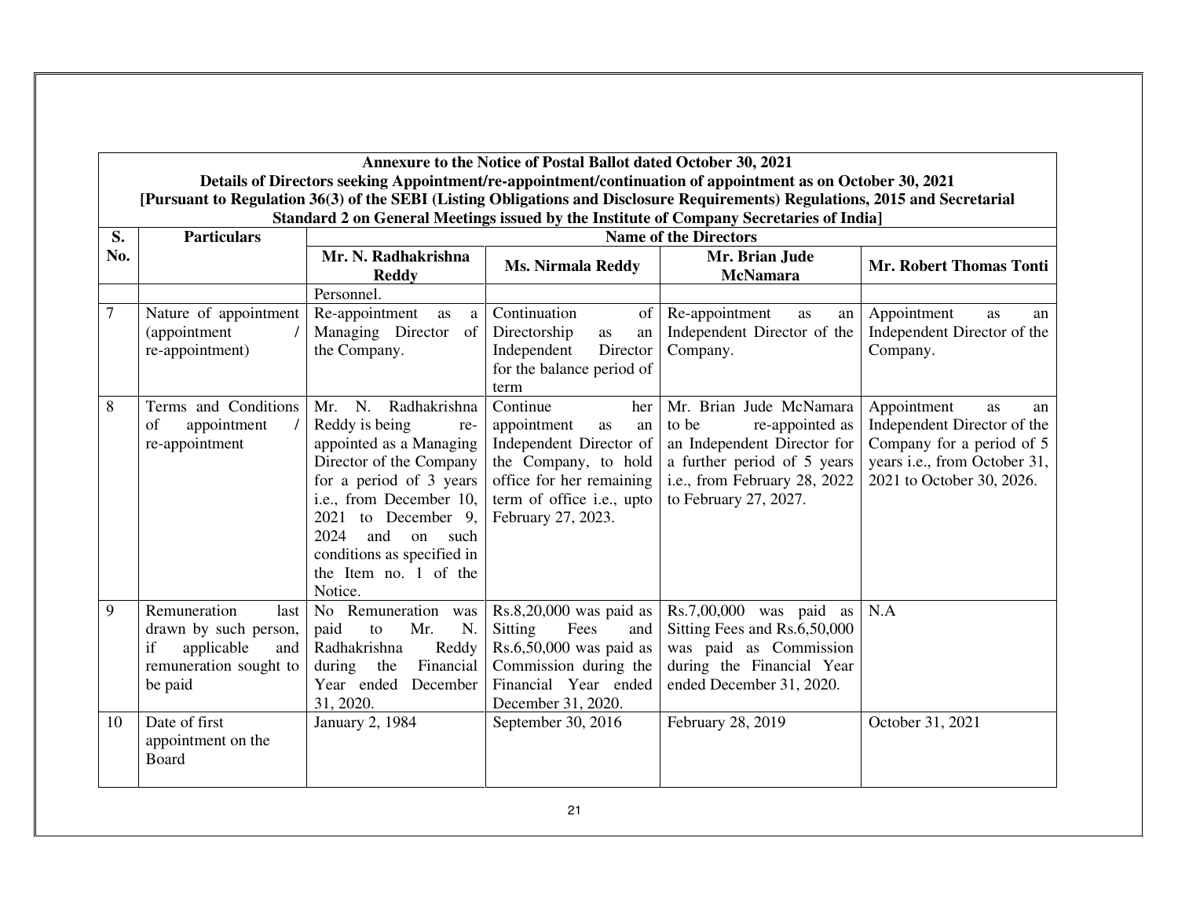**Annexure to the Notice of Postal Ballot dated October 30, 2021**
**Details of Directors seeking Appointment/re-appointment/continuation of appointment as on October 30, 2021**
**[Pursuant to Regulation 36(3) of the SEBI (Listing Obligations and Disclosure Requirements) Regulations, 2015 and Secretarial Standard 2 on General Meetings issued by the Institute of Company Secretaries of India]**

| S. No. | Particulars | Name of the Directors | | | |
|---|---|---|---|---|---|
| | | **Mr. N. Radhakrishna Reddy** | **Ms. Nirmala Reddy** | **Mr. Brian Jude McNamara** | **Mr. Robert Thomas Tonti** |
| | | Personnel. | | | |
| 7 | Nature of appointment (appointment / re-appointment) | Re-appointment as a Managing Director of the Company. | Continuation of Directorship as an Independent Director for the balance period of term | Re-appointment as an Independent Director of the Company. | Appointment as an Independent Director of the Company. |
| 8 | Terms and Conditions of appointment / re-appointment | Mr. N. Radhakrishna Reddy is being re-appointed as a Managing Director of the Company for a period of 3 years i.e., from December 10, 2021 to December 9, 2024 and on such conditions as specified in the Item no. 1 of the Notice. | Continue her appointment as an Independent Director of the Company, to hold office for her remaining term of office i.e., upto February 27, 2023. | Mr. Brian Jude McNamara to be re-appointed as an Independent Director for a further period of 5 years i.e., from February 28, 2022 to February 27, 2027. | Appointment as an Independent Director of the Company for a period of 5 years i.e., from October 31, 2021 to October 30, 2026. |
| 9 | Remuneration last drawn by such person, if applicable and remuneration sought to be paid | No Remuneration was paid to Mr. N. Radhakrishna Reddy during the Financial Year ended December 31, 2020. | Rs.8,20,000 was paid as Sitting Fees and Rs.6,50,000 was paid as Commission during the Financial Year ended December 31, 2020. | Rs.7,00,000 was paid as Sitting Fees and Rs.6,50,000 was paid as Commission during the Financial Year ended December 31, 2020. | N.A |
| 10 | Date of first appointment on the Board | January 2, 1984 | September 30, 2016 | February 28, 2019 | October 31, 2021 |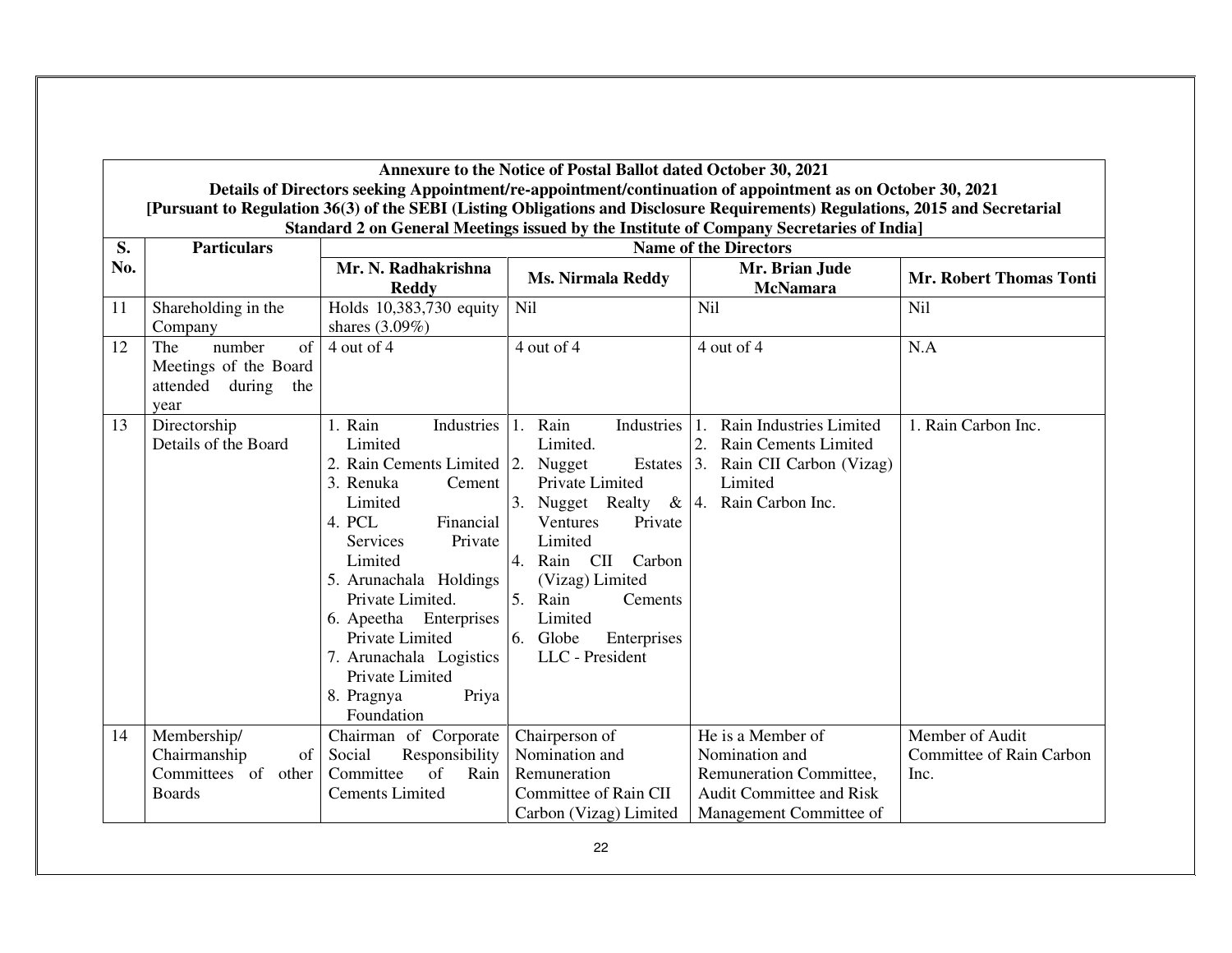**Annexure to the Notice of Postal Ballot dated October 30, 2021**

**Details of Directors seeking Appointment/re-appointment/continuation of appointment as on October 30, 2021**

**[Pursuant to Regulation 36(3) of the SEBI (Listing Obligations and Disclosure Requirements) Regulations, 2015 and Secretarial Standard 2 on General Meetings issued by the Institute of Company Secretaries of India]**

| S. No. | Particulars | Name of the Directors | | | |
|---|---|---|---|---|---|
| | | **Mr. N. Radhakrishna Reddy** | **Ms. Nirmala Reddy** | **Mr. Brian Jude McNamara** | **Mr. Robert Thomas Tonti** |
| 11 | Shareholding in the Company | Holds 10,383,730 equity shares (3.09%) | Nil | Nil | Nil |
| 12 | The number of Meetings of the Board attended during the year | 4 out of 4 | 4 out of 4 | 4 out of 4 | N.A |
| 13 | Directorship Details of the Board | 1. Rain Industries Limited<br>2. Rain Cements Limited<br>3. Renuka Cement Limited<br>4. PCL Financial Services Private Limited<br>5. Arunachala Holdings Private Limited.<br>6. Apeetha Enterprises Private Limited<br>7. Arunachala Logistics Private Limited<br>8. Pragnya Priya Foundation | 1. Rain Industries Limited.<br>2. Nugget Estates Private Limited<br>3. Nugget Realty & Ventures Private Limited<br>4. Rain CII Carbon (Vizag) Limited<br>5. Rain Cements Limited<br>6. Globe Enterprises LLC - President | 1. Rain Industries Limited<br>2. Rain Cements Limited<br>3. Rain CII Carbon (Vizag) Limited<br>4. Rain Carbon Inc. | 1. Rain Carbon Inc. |
| 14 | Membership/ Chairmanship of Committees of other Boards | Chairman of Corporate Social Responsibility Committee of Rain Cements Limited | Chairperson of Nomination and Remuneration Committee of Rain CII Carbon (Vizag) Limited | He is a Member of Nomination and Remuneration Committee, Audit Committee and Risk Management Committee of | Member of Audit Committee of Rain Carbon Inc. |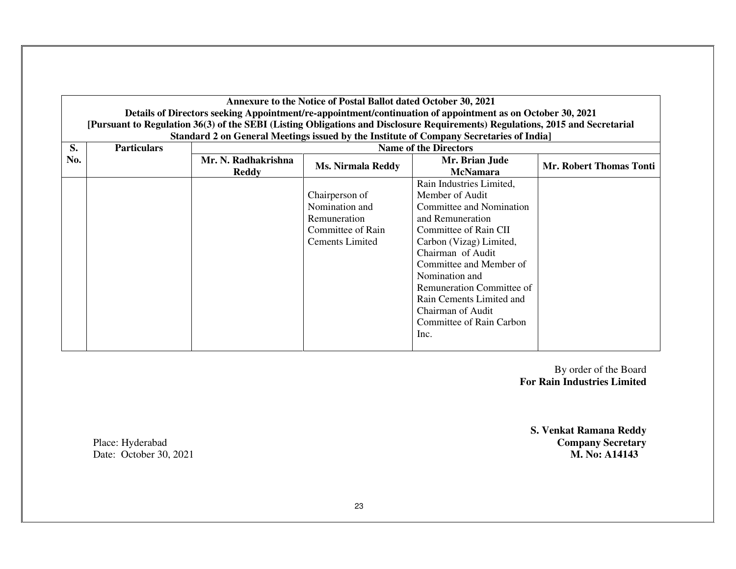| Annexure to the Notice of Postal Ballot dated October 30, 2021<br>Details of Directors seeking Appointment/re-appointment/continuation of appointment as on October 30, 2021<br>[Pursuant to Regulation 36(3) of the SEBI (Listing Obligations and Disclosure Requirements) Regulations, 2015 and Secretarial Standard 2 on General Meetings issued by the Institute of Company Secretaries of India] | | | | | |
|---|---|---|---|---|---|
| **S. No.** | **Particulars** | **Name of the Directors** | | | |
| | | **Mr. N. Radhakrishna Reddy** | **Ms. Nirmala Reddy** | **Mr. Brian Jude McNamara** | **Mr. Robert Thomas Tonti** |
| | | | Chairperson of Nomination and Remuneration Committee of Rain Cements Limited | Rain Industries Limited, Member of Audit Committee and Nomination and Remuneration Committee of Rain CII Carbon (Vizag) Limited, Chairman of Audit Committee and Member of Nomination and Remuneration Committee of Rain Cements Limited and Chairman of Audit Committee of Rain Carbon Inc. | |

By order of the Board
**For Rain Industries Limited**

**S. Venkat Ramana Reddy**
**Company Secretary**
**M. No: A14143**

Place: Hyderabad
Date: October 30, 2021